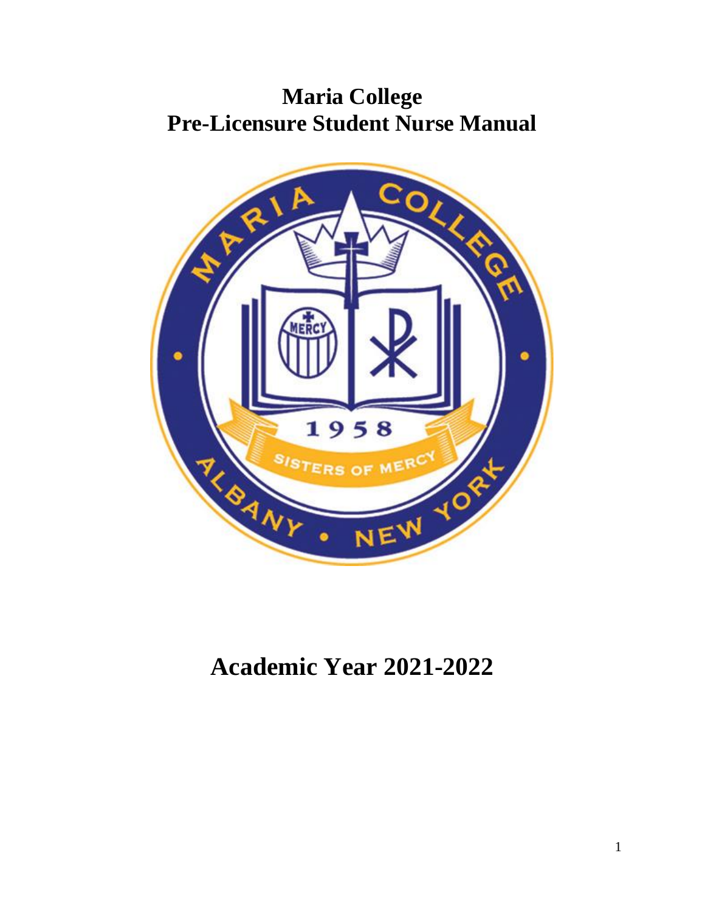# Maria College
# Pre-Licensure Student Nurse Manual

# Academic Year 2021-2022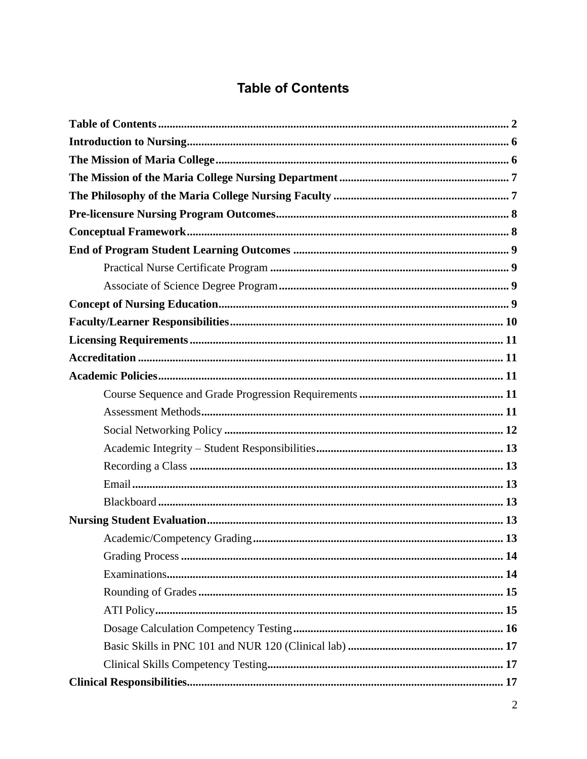# Table of Contents

**Table of Contents** ........................................................................................................ 2
**Introduction to Nursing** ............................................................................................. 6
**The Mission of Maria College** .................................................................................... 6
**The Mission of the Maria College Nursing Department** ........................................... 7
**The Philosophy of the Maria College Nursing Faculty** ............................................. 7
**Pre-licensure Nursing Program Outcomes** ................................................................ 8
**Conceptual Framework** .............................................................................................. 8
**End of Program Student Learning Outcomes** ........................................................... 9
- Practical Nurse Certificate Program ........................................................................ 9
- Associate of Science Degree Program ..................................................................... 9

**Concept of Nursing Education** .................................................................................. 9
**Faculty/Learner Responsibilities** ............................................................................. 10
**Licensing Requirements** .......................................................................................... 11
**Accreditation** ............................................................................................................ 11
**Academic Policies** .................................................................................................... 11
- Course Sequence and Grade Progression Requirements ....................................... 11
- Assessment Methods ............................................................................................... 11
- Social Networking Policy ....................................................................................... 12
- Academic Integrity – Student Responsibilities ...................................................... 13
- Recording a Class .................................................................................................... 13
- Email ....................................................................................................................... 13
- Blackboard .............................................................................................................. 13

**Nursing Student Evaluation** ..................................................................................... 13
- Academic/Competency Grading ............................................................................ 13
- Grading Process ...................................................................................................... 14
- Examinations ........................................................................................................... 14
- Rounding of Grades ................................................................................................ 15
- ATI Policy ............................................................................................................... 15
- Dosage Calculation Competency Testing .............................................................. 16
- Basic Skills in PNC 101 and NUR 120 (Clinical lab) ............................................ 17
- Clinical Skills Competency Testing ....................................................................... 17

**Clinical Responsibilities** ........................................................................................... 17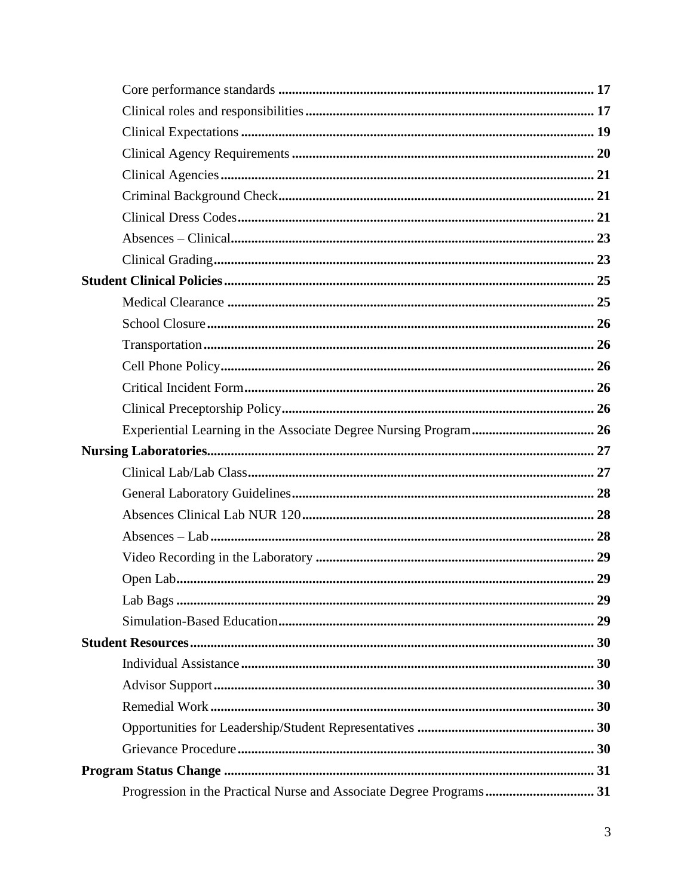Core performance standards ............................................................................................ **17**

Clinical roles and responsibilities .................................................................................... **17**

Clinical Expectations ....................................................................................................... **19**

Clinical Agency Requirements ........................................................................................ **20**

Clinical Agencies ............................................................................................................. **21**

Criminal Background Check ............................................................................................ **21**

Clinical Dress Codes ........................................................................................................ **21**

Absences – Clinical .......................................................................................................... **23**

Clinical Grading ............................................................................................................... **23**

**Student Clinical Policies ............................................................................................ 25**

Medical Clearance ........................................................................................................... **25**

School Closure ................................................................................................................. **26**

Transportation .................................................................................................................. **26**

Cell Phone Policy ............................................................................................................. **26**

Critical Incident Form ...................................................................................................... **26**

Clinical Preceptorship Policy ........................................................................................... **26**

Experiential Learning in the Associate Degree Nursing Program .................................... **26**

**Nursing Laboratories ................................................................................................. 27**

Clinical Lab/Lab Class ..................................................................................................... **27**

General Laboratory Guidelines ........................................................................................ **28**

Absences Clinical Lab NUR 120 ..................................................................................... **28**

Absences – Lab ................................................................................................................ **28**

Video Recording in the Laboratory ................................................................................. **29**

Open Lab .......................................................................................................................... **29**

Lab Bags .......................................................................................................................... **29**

Simulation-Based Education ............................................................................................ **29**

**Student Resources ...................................................................................................... 30**

Individual Assistance ....................................................................................................... **30**

Advisor Support ............................................................................................................... **30**

Remedial Work ................................................................................................................ **30**

Opportunities for Leadership/Student Representatives ................................................... **30**

Grievance Procedure ........................................................................................................ **30**

**Program Status Change ............................................................................................. 31**

Progression in the Practical Nurse and Associate Degree Programs ................................ **31**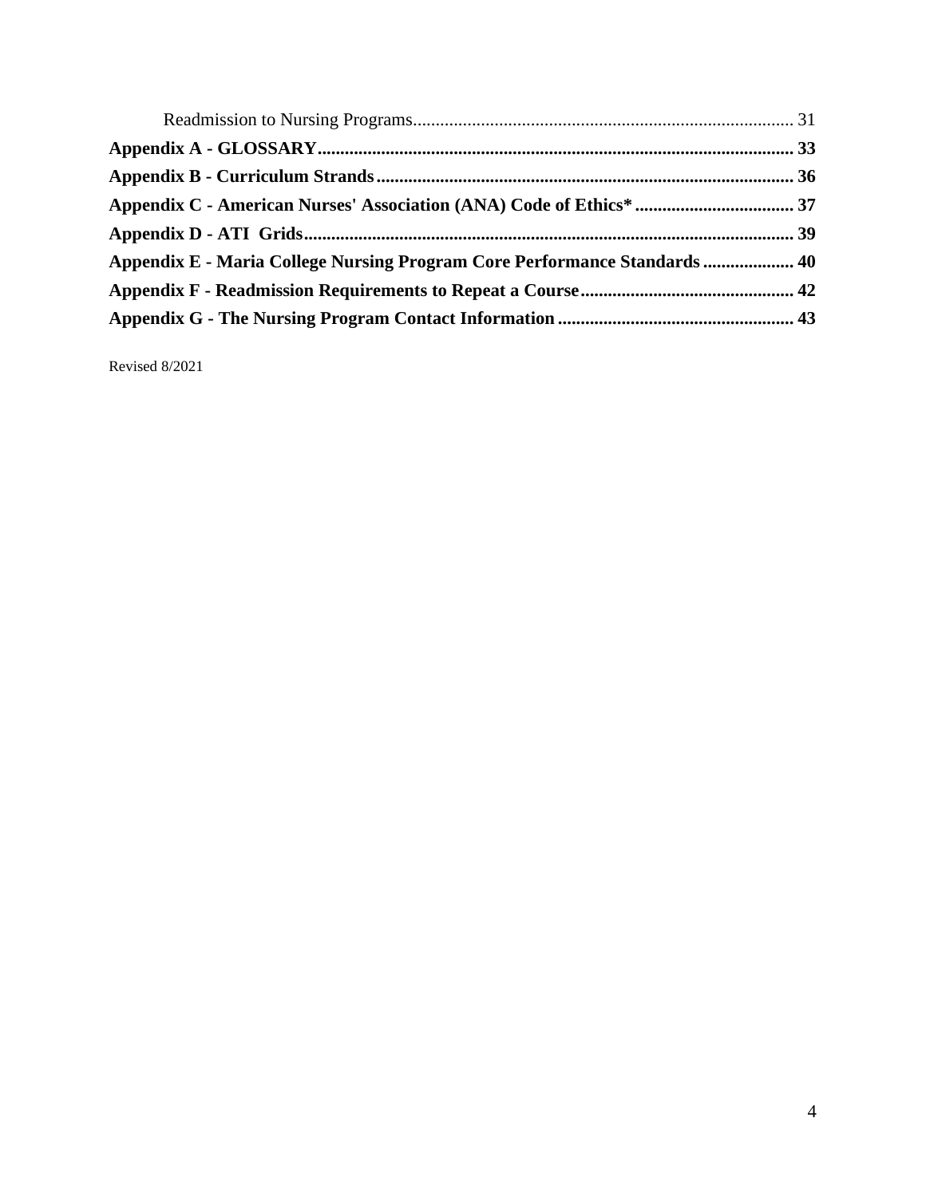Readmission to Nursing Programs .................................................................................. 31

**Appendix A - GLOSSARY ........................................................................................ 33**

**Appendix B - Curriculum Strands ............................................................................. 36**

**Appendix C - American Nurses' Association (ANA) Code of Ethics* ................................... 37**

**Appendix D - ATI Grids ......................................................................................... 39**

**Appendix E - Maria College Nursing Program Core Performance Standards .................... 40**

**Appendix F - Readmission Requirements to Repeat a Course ............................................... 42**

**Appendix G - The Nursing Program Contact Information .................................................... 43**

Revised 8/2021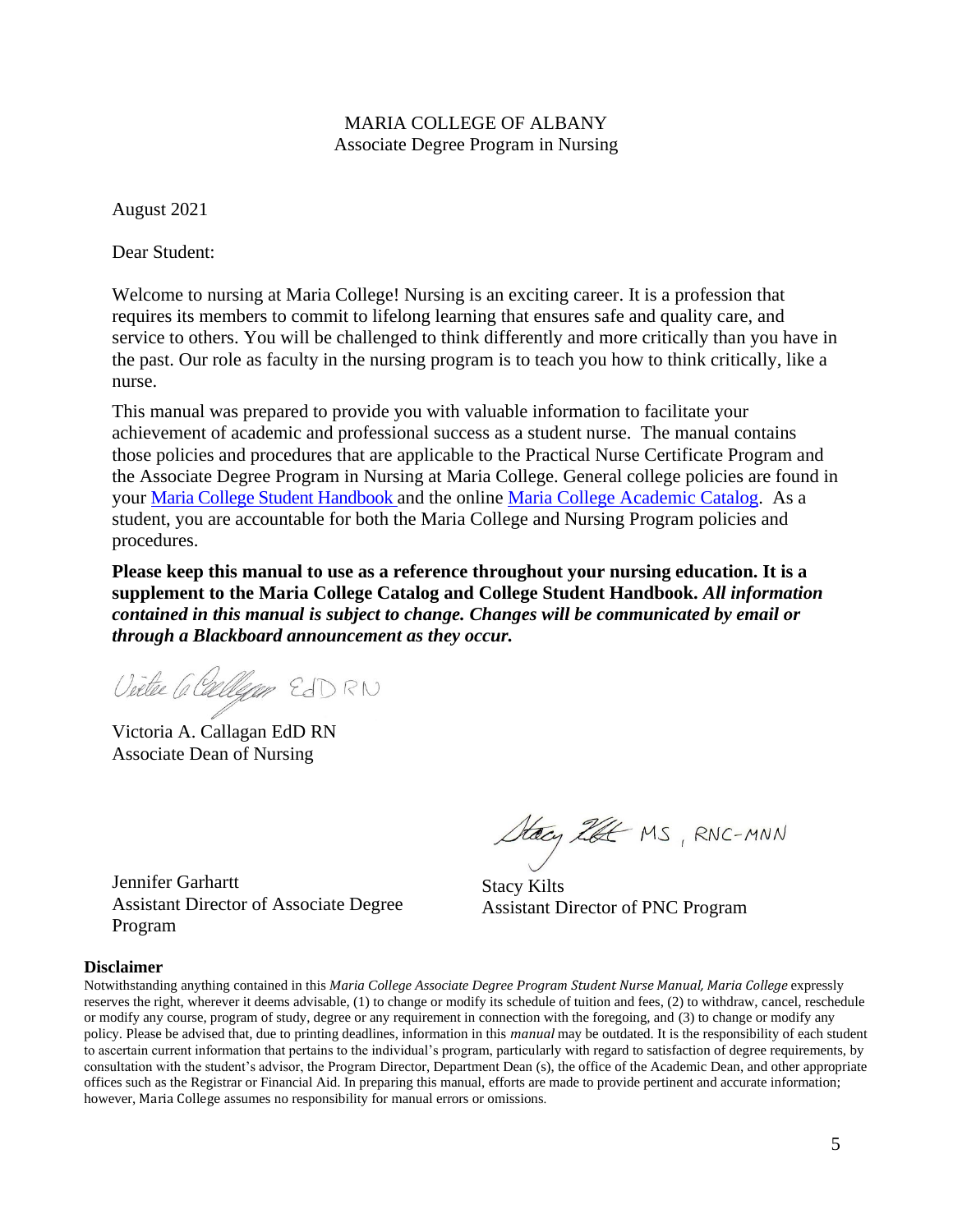MARIA COLLEGE OF ALBANY
Associate Degree Program in Nursing

August 2021

Dear Student:

Welcome to nursing at Maria College! Nursing is an exciting career. It is a profession that requires its members to commit to lifelong learning that ensures safe and quality care, and service to others. You will be challenged to think differently and more critically than you have in the past. Our role as faculty in the nursing program is to teach you how to think critically, like a nurse.

This manual was prepared to provide you with valuable information to facilitate your achievement of academic and professional success as a student nurse. The manual contains those policies and procedures that are applicable to the Practical Nurse Certificate Program and the Associate Degree Program in Nursing at Maria College. General college policies are found in your Maria College Student Handbook and the online Maria College Academic Catalog. As a student, you are accountable for both the Maria College and Nursing Program policies and procedures.

**Please keep this manual to use as a reference throughout your nursing education. It is a supplement to the Maria College Catalog and College Student Handbook.** ***All information contained in this manual is subject to change. Changes will be communicated by email or through a Blackboard announcement as they occur.***

Victoria A. Callagan EdD RN
Associate Dean of Nursing

Jennifer Garhartt
Assistant Director of Associate Degree Program

Stacy Kilts
Assistant Director of PNC Program

**Disclaimer**

Notwithstanding anything contained in this *Maria College Associate Degree Program Student Nurse Manual, Maria College* expressly reserves the right, wherever it deems advisable, (1) to change or modify its schedule of tuition and fees, (2) to withdraw, cancel, reschedule or modify any course, program of study, degree or any requirement in connection with the foregoing, and (3) to change or modify any policy. Please be advised that, due to printing deadlines, information in this *manual* may be outdated. It is the responsibility of each student to ascertain current information that pertains to the individual's program, particularly with regard to satisfaction of degree requirements, by consultation with the student's advisor, the Program Director, Department Dean (s), the office of the Academic Dean, and other appropriate offices such as the Registrar or Financial Aid. In preparing this manual, efforts are made to provide pertinent and accurate information; however, Maria College assumes no responsibility for manual errors or omissions.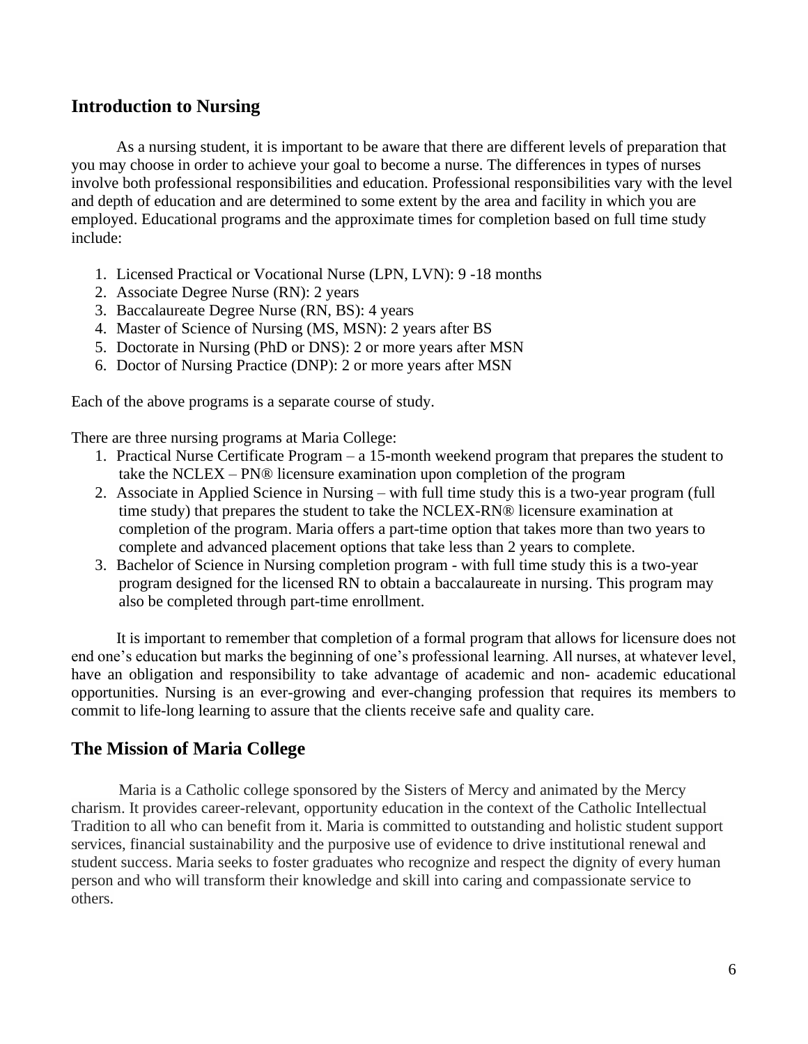## Introduction to Nursing

As a nursing student, it is important to be aware that there are different levels of preparation that you may choose in order to achieve your goal to become a nurse. The differences in types of nurses involve both professional responsibilities and education. Professional responsibilities vary with the level and depth of education and are determined to some extent by the area and facility in which you are employed. Educational programs and the approximate times for completion based on full time study include:

1. Licensed Practical or Vocational Nurse (LPN, LVN): 9 -18 months
2. Associate Degree Nurse (RN): 2 years
3. Baccalaureate Degree Nurse (RN, BS): 4 years
4. Master of Science of Nursing (MS, MSN): 2 years after BS
5. Doctorate in Nursing (PhD or DNS): 2 or more years after MSN
6. Doctor of Nursing Practice (DNP): 2 or more years after MSN

Each of the above programs is a separate course of study.

There are three nursing programs at Maria College:

1. Practical Nurse Certificate Program – a 15-month weekend program that prepares the student to take the NCLEX – PN® licensure examination upon completion of the program
2. Associate in Applied Science in Nursing – with full time study this is a two-year program (full time study) that prepares the student to take the NCLEX-RN® licensure examination at completion of the program. Maria offers a part-time option that takes more than two years to complete and advanced placement options that take less than 2 years to complete.
3. Bachelor of Science in Nursing completion program - with full time study this is a two-year program designed for the licensed RN to obtain a baccalaureate in nursing. This program may also be completed through part-time enrollment.

It is important to remember that completion of a formal program that allows for licensure does not end one's education but marks the beginning of one's professional learning. All nurses, at whatever level, have an obligation and responsibility to take advantage of academic and non- academic educational opportunities. Nursing is an ever-growing and ever-changing profession that requires its members to commit to life-long learning to assure that the clients receive safe and quality care.

## The Mission of Maria College

Maria is a Catholic college sponsored by the Sisters of Mercy and animated by the Mercy charism. It provides career-relevant, opportunity education in the context of the Catholic Intellectual Tradition to all who can benefit from it. Maria is committed to outstanding and holistic student support services, financial sustainability and the purposive use of evidence to drive institutional renewal and student success. Maria seeks to foster graduates who recognize and respect the dignity of every human person and who will transform their knowledge and skill into caring and compassionate service to others.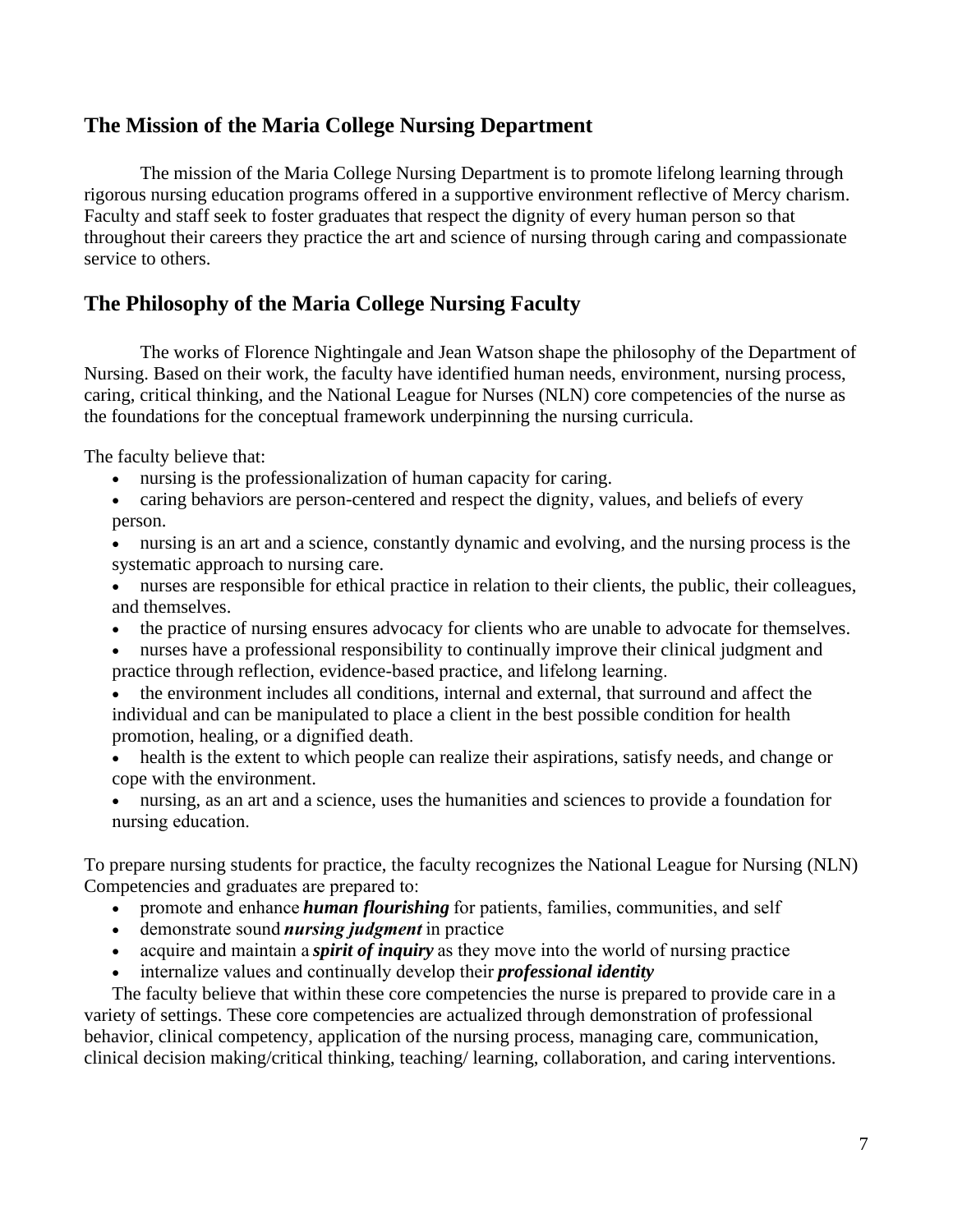## The Mission of the Maria College Nursing Department

The mission of the Maria College Nursing Department is to promote lifelong learning through rigorous nursing education programs offered in a supportive environment reflective of Mercy charism. Faculty and staff seek to foster graduates that respect the dignity of every human person so that throughout their careers they practice the art and science of nursing through caring and compassionate service to others.

## The Philosophy of the Maria College Nursing Faculty

The works of Florence Nightingale and Jean Watson shape the philosophy of the Department of Nursing. Based on their work, the faculty have identified human needs, environment, nursing process, caring, critical thinking, and the National League for Nurses (NLN) core competencies of the nurse as the foundations for the conceptual framework underpinning the nursing curricula.

The faculty believe that:

- nursing is the professionalization of human capacity for caring.
- caring behaviors are person-centered and respect the dignity, values, and beliefs of every person.
- nursing is an art and a science, constantly dynamic and evolving, and the nursing process is the systematic approach to nursing care.
- nurses are responsible for ethical practice in relation to their clients, the public, their colleagues, and themselves.
- the practice of nursing ensures advocacy for clients who are unable to advocate for themselves.
- nurses have a professional responsibility to continually improve their clinical judgment and practice through reflection, evidence-based practice, and lifelong learning.
- the environment includes all conditions, internal and external, that surround and affect the individual and can be manipulated to place a client in the best possible condition for health promotion, healing, or a dignified death.
- health is the extent to which people can realize their aspirations, satisfy needs, and change or cope with the environment.
- nursing, as an art and a science, uses the humanities and sciences to provide a foundation for nursing education.

To prepare nursing students for practice, the faculty recognizes the National League for Nursing (NLN) Competencies and graduates are prepared to:

- promote and enhance ***human flourishing*** for patients, families, communities, and self
- demonstrate sound ***nursing judgment*** in practice
- acquire and maintain a ***spirit of inquiry*** as they move into the world of nursing practice
- internalize values and continually develop their ***professional identity***

The faculty believe that within these core competencies the nurse is prepared to provide care in a variety of settings. These core competencies are actualized through demonstration of professional behavior, clinical competency, application of the nursing process, managing care, communication, clinical decision making/critical thinking, teaching/ learning, collaboration, and caring interventions.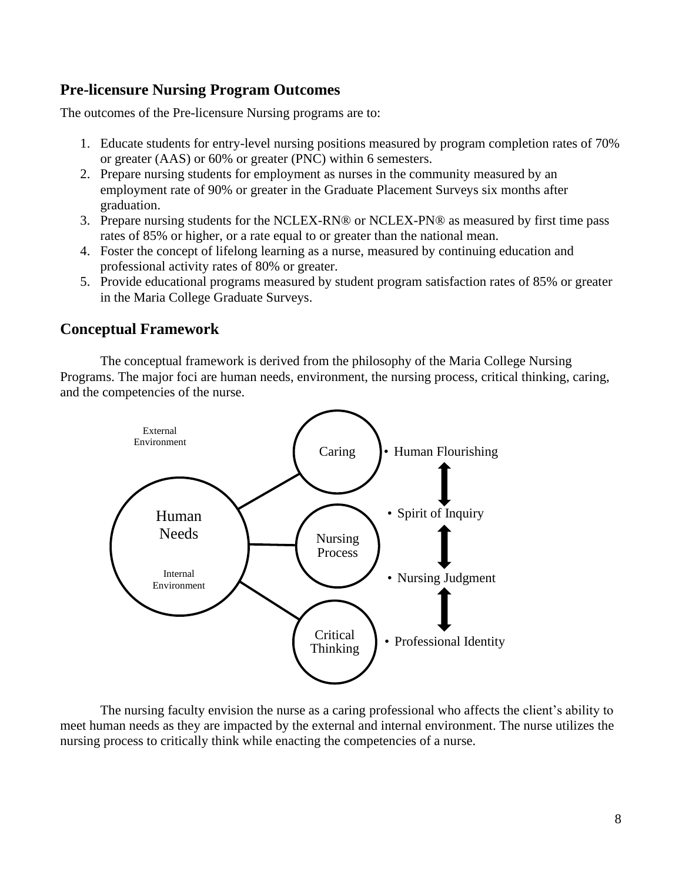## Pre-licensure Nursing Program Outcomes

The outcomes of the Pre-licensure Nursing programs are to:

1. Educate students for entry-level nursing positions measured by program completion rates of 70% or greater (AAS) or 60% or greater (PNC) within 6 semesters.
2. Prepare nursing students for employment as nurses in the community measured by an employment rate of 90% or greater in the Graduate Placement Surveys six months after graduation.
3. Prepare nursing students for the NCLEX-RN® or NCLEX-PN® as measured by first time pass rates of 85% or higher, or a rate equal to or greater than the national mean.
4. Foster the concept of lifelong learning as a nurse, measured by continuing education and professional activity rates of 80% or greater.
5. Provide educational programs measured by student program satisfaction rates of 85% or greater in the Maria College Graduate Surveys.

## Conceptual Framework

The conceptual framework is derived from the philosophy of the Maria College Nursing Programs. The major foci are human needs, environment, the nursing process, critical thinking, caring, and the competencies of the nurse.

External Environment

Human Needs

Internal Environment

Caring

Nursing Process

Critical Thinking

- Human Flourishing
- Spirit of Inquiry
- Nursing Judgment
- Professional Identity

The nursing faculty envision the nurse as a caring professional who affects the client's ability to meet human needs as they are impacted by the external and internal environment. The nurse utilizes the nursing process to critically think while enacting the competencies of a nurse.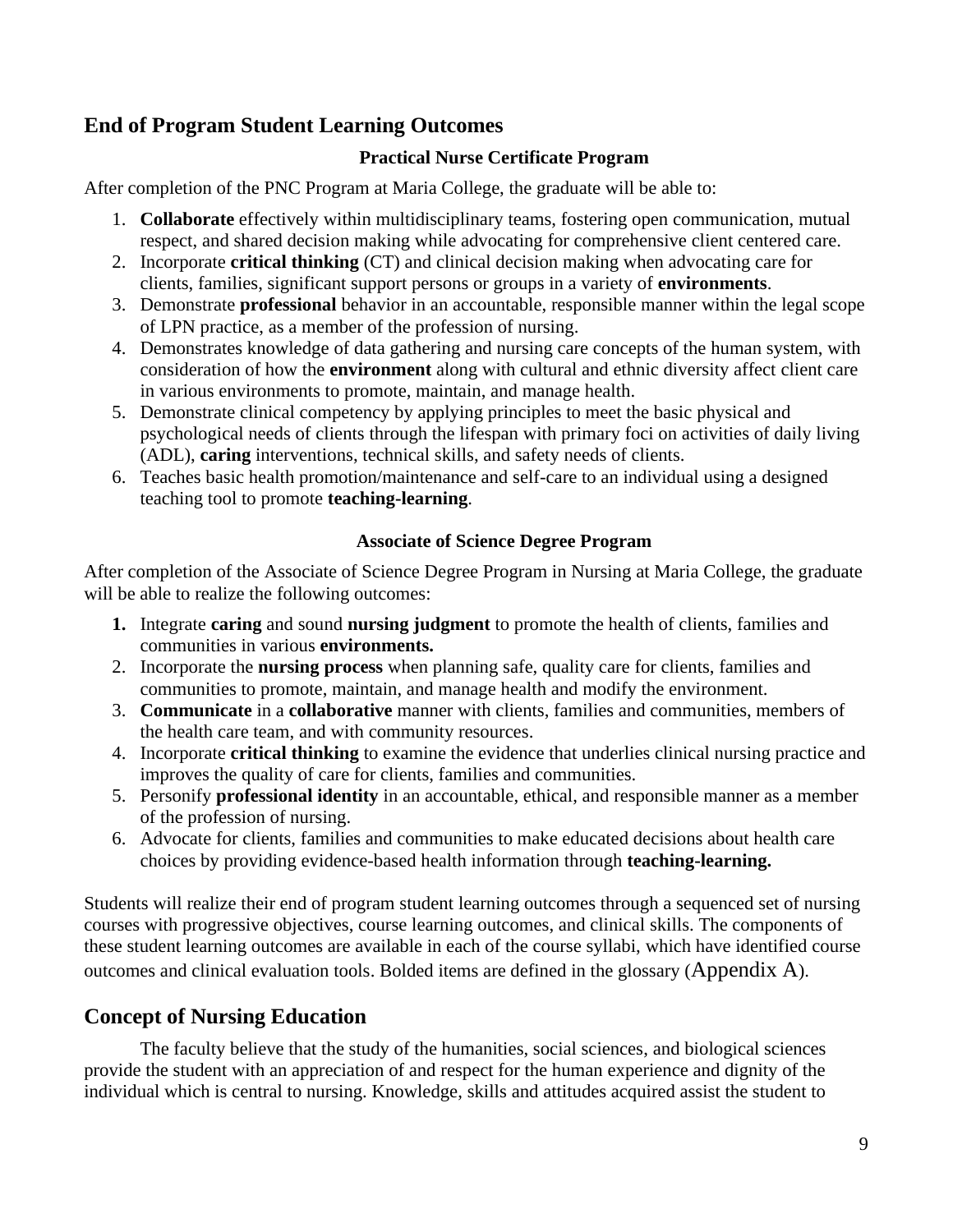## End of Program Student Learning Outcomes

### Practical Nurse Certificate Program

After completion of the PNC Program at Maria College, the graduate will be able to:

1. **Collaborate** effectively within multidisciplinary teams, fostering open communication, mutual respect, and shared decision making while advocating for comprehensive client centered care.
2. Incorporate **critical thinking** (CT) and clinical decision making when advocating care for clients, families, significant support persons or groups in a variety of **environments**.
3. Demonstrate **professional** behavior in an accountable, responsible manner within the legal scope of LPN practice, as a member of the profession of nursing.
4. Demonstrates knowledge of data gathering and nursing care concepts of the human system, with consideration of how the **environment** along with cultural and ethnic diversity affect client care in various environments to promote, maintain, and manage health.
5. Demonstrate clinical competency by applying principles to meet the basic physical and psychological needs of clients through the lifespan with primary foci on activities of daily living (ADL), **caring** interventions, technical skills, and safety needs of clients.
6. Teaches basic health promotion/maintenance and self-care to an individual using a designed teaching tool to promote **teaching-learning**.

### Associate of Science Degree Program

After completion of the Associate of Science Degree Program in Nursing at Maria College, the graduate will be able to realize the following outcomes:

1. Integrate **caring** and sound **nursing judgment** to promote the health of clients, families and communities in various **environments.**
2. Incorporate the **nursing process** when planning safe, quality care for clients, families and communities to promote, maintain, and manage health and modify the environment.
3. **Communicate** in a **collaborative** manner with clients, families and communities, members of the health care team, and with community resources.
4. Incorporate **critical thinking** to examine the evidence that underlies clinical nursing practice and improves the quality of care for clients, families and communities.
5. Personify **professional identity** in an accountable, ethical, and responsible manner as a member of the profession of nursing.
6. Advocate for clients, families and communities to make educated decisions about health care choices by providing evidence-based health information through **teaching-learning.**

Students will realize their end of program student learning outcomes through a sequenced set of nursing courses with progressive objectives, course learning outcomes, and clinical skills. The components of these student learning outcomes are available in each of the course syllabi, which have identified course outcomes and clinical evaluation tools. Bolded items are defined in the glossary (Appendix A).

## Concept of Nursing Education

The faculty believe that the study of the humanities, social sciences, and biological sciences provide the student with an appreciation of and respect for the human experience and dignity of the individual which is central to nursing. Knowledge, skills and attitudes acquired assist the student to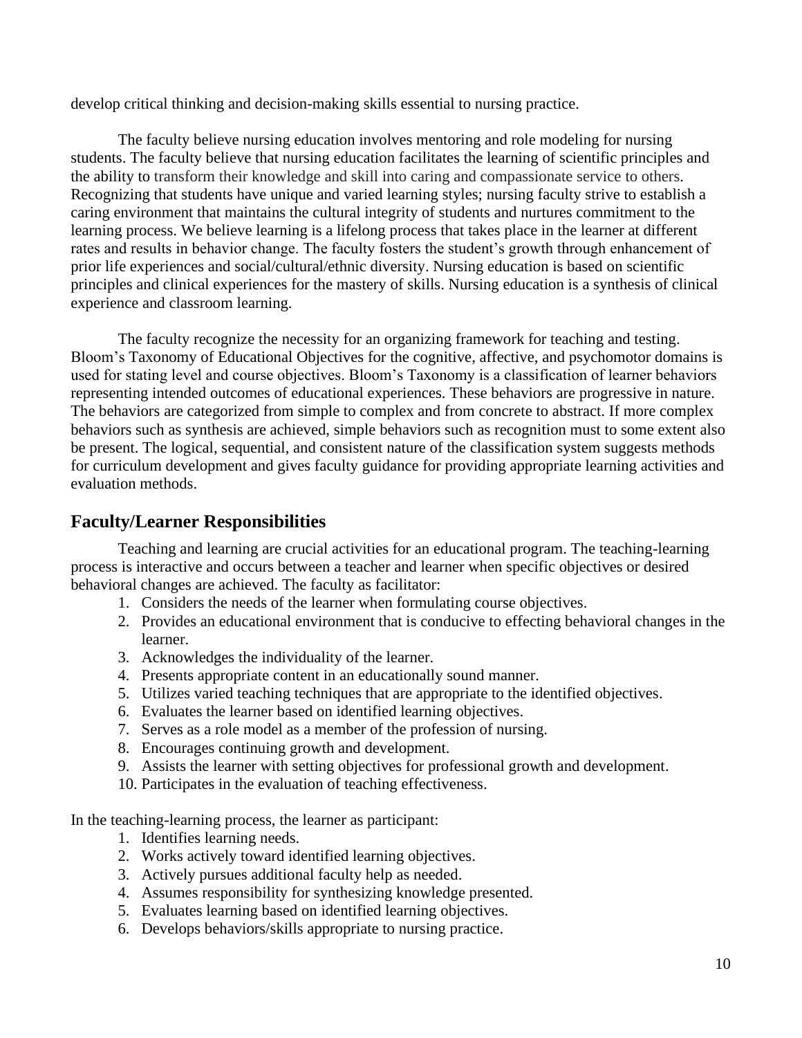develop critical thinking and decision-making skills essential to nursing practice.

The faculty believe nursing education involves mentoring and role modeling for nursing students. The faculty believe that nursing education facilitates the learning of scientific principles and the ability to transform their knowledge and skill into caring and compassionate service to others. Recognizing that students have unique and varied learning styles; nursing faculty strive to establish a caring environment that maintains the cultural integrity of students and nurtures commitment to the learning process. We believe learning is a lifelong process that takes place in the learner at different rates and results in behavior change. The faculty fosters the student's growth through enhancement of prior life experiences and social/cultural/ethnic diversity. Nursing education is based on scientific principles and clinical experiences for the mastery of skills. Nursing education is a synthesis of clinical experience and classroom learning.

The faculty recognize the necessity for an organizing framework for teaching and testing. Bloom's Taxonomy of Educational Objectives for the cognitive, affective, and psychomotor domains is used for stating level and course objectives. Bloom's Taxonomy is a classification of learner behaviors representing intended outcomes of educational experiences. These behaviors are progressive in nature. The behaviors are categorized from simple to complex and from concrete to abstract. If more complex behaviors such as synthesis are achieved, simple behaviors such as recognition must to some extent also be present. The logical, sequential, and consistent nature of the classification system suggests methods for curriculum development and gives faculty guidance for providing appropriate learning activities and evaluation methods.

## Faculty/Learner Responsibilities

Teaching and learning are crucial activities for an educational program. The teaching-learning process is interactive and occurs between a teacher and learner when specific objectives or desired behavioral changes are achieved. The faculty as facilitator:

1. Considers the needs of the learner when formulating course objectives.
2. Provides an educational environment that is conducive to effecting behavioral changes in the learner.
3. Acknowledges the individuality of the learner.
4. Presents appropriate content in an educationally sound manner.
5. Utilizes varied teaching techniques that are appropriate to the identified objectives.
6. Evaluates the learner based on identified learning objectives.
7. Serves as a role model as a member of the profession of nursing.
8. Encourages continuing growth and development.
9. Assists the learner with setting objectives for professional growth and development.
10. Participates in the evaluation of teaching effectiveness.

In the teaching-learning process, the learner as participant:

1. Identifies learning needs.
2. Works actively toward identified learning objectives.
3. Actively pursues additional faculty help as needed.
4. Assumes responsibility for synthesizing knowledge presented.
5. Evaluates learning based on identified learning objectives.
6. Develops behaviors/skills appropriate to nursing practice.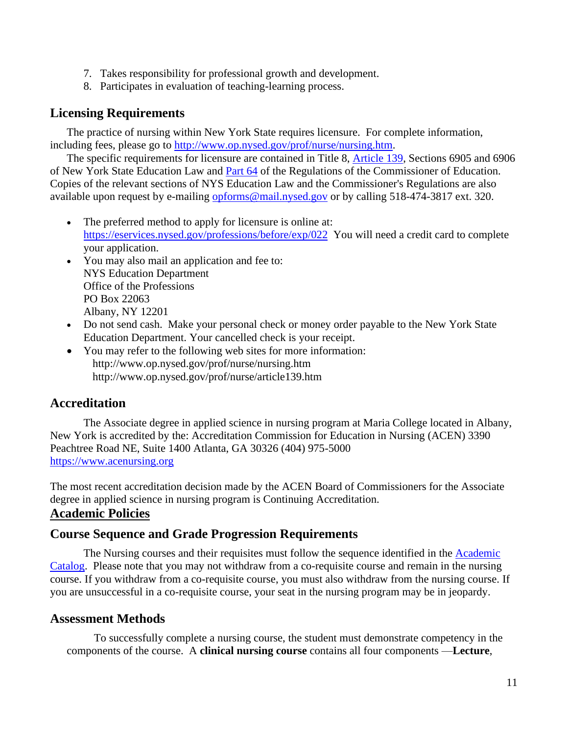7. Takes responsibility for professional growth and development.
8. Participates in evaluation of teaching-learning process.

## Licensing Requirements

The practice of nursing within New York State requires licensure. For complete information, including fees, please go to [http://www.op.nysed.gov/prof/nurse/nursing.htm](http://www.op.nysed.gov/prof/nurse/nursing.htm).

The specific requirements for licensure are contained in Title 8, [Article 139](http://www.op.nysed.gov/prof/nurse/article139.htm), Sections 6905 and 6906 of New York State Education Law and [Part 64](#) of the Regulations of the Commissioner of Education. Copies of the relevant sections of NYS Education Law and the Commissioner's Regulations are also available upon request by e-mailing [opforms@mail.nysed.gov](mailto:opforms@mail.nysed.gov) or by calling 518-474-3817 ext. 320.

- The preferred method to apply for licensure is online at: [https://eservices.nysed.gov/professions/before/exp/022](https://eservices.nysed.gov/professions/before/exp/022) You will need a credit card to complete your application.
- You may also mail an application and fee to:
  NYS Education Department
  Office of the Professions
  PO Box 22063
  Albany, NY 12201
- Do not send cash. Make your personal check or money order payable to the New York State Education Department. Your cancelled check is your receipt.
- You may refer to the following web sites for more information:
  http://www.op.nysed.gov/prof/nurse/nursing.htm
  http://www.op.nysed.gov/prof/nurse/article139.htm

## Accreditation

The Associate degree in applied science in nursing program at Maria College located in Albany, New York is accredited by the: Accreditation Commission for Education in Nursing (ACEN) 3390 Peachtree Road NE, Suite 1400 Atlanta, GA 30326 (404) 975-5000
[https://www.acenursing.org](https://www.acenursing.org)

The most recent accreditation decision made by the ACEN Board of Commissioners for the Associate degree in applied science in nursing program is Continuing Accreditation.

## Academic Policies

## Course Sequence and Grade Progression Requirements

The Nursing courses and their requisites must follow the sequence identified in the [Academic Catalog](#). Please note that you may not withdraw from a co-requisite course and remain in the nursing course. If you withdraw from a co-requisite course, you must also withdraw from the nursing course. If you are unsuccessful in a co-requisite course, your seat in the nursing program may be in jeopardy.

## Assessment Methods

To successfully complete a nursing course, the student must demonstrate competency in the components of the course. A **clinical nursing course** contains all four components —**Lecture**,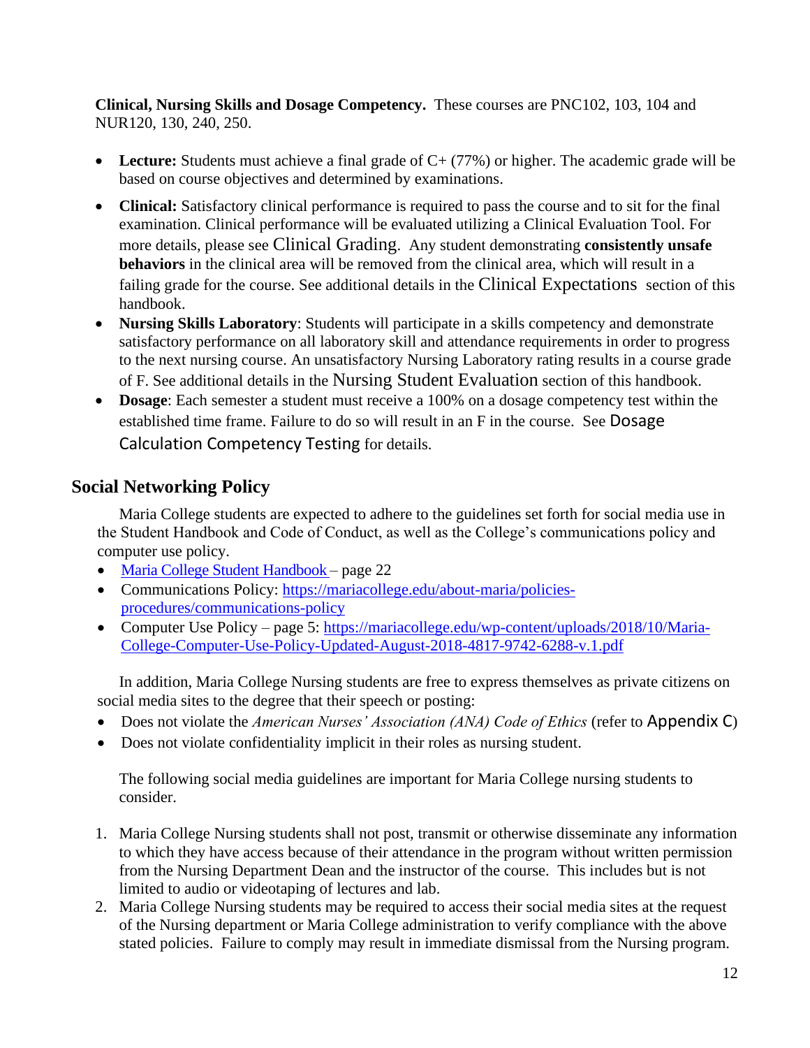**Clinical, Nursing Skills and Dosage Competency.** These courses are PNC102, 103, 104 and NUR120, 130, 240, 250.

- **Lecture:** Students must achieve a final grade of C+ (77%) or higher. The academic grade will be based on course objectives and determined by examinations.
- **Clinical:** Satisfactory clinical performance is required to pass the course and to sit for the final examination. Clinical performance will be evaluated utilizing a Clinical Evaluation Tool. For more details, please see Clinical Grading. Any student demonstrating **consistently unsafe behaviors** in the clinical area will be removed from the clinical area, which will result in a failing grade for the course. See additional details in the Clinical Expectations section of this handbook.
- **Nursing Skills Laboratory**: Students will participate in a skills competency and demonstrate satisfactory performance on all laboratory skill and attendance requirements in order to progress to the next nursing course. An unsatisfactory Nursing Laboratory rating results in a course grade of F. See additional details in the Nursing Student Evaluation section of this handbook.
- **Dosage**: Each semester a student must receive a 100% on a dosage competency test within the established time frame. Failure to do so will result in an F in the course. See Dosage Calculation Competency Testing for details.

## Social Networking Policy

Maria College students are expected to adhere to the guidelines set forth for social media use in the Student Handbook and Code of Conduct, as well as the College's communications policy and computer use policy.

- Maria College Student Handbook – page 22
- Communications Policy: https://mariacollege.edu/about-maria/policies-procedures/communications-policy
- Computer Use Policy – page 5: https://mariacollege.edu/wp-content/uploads/2018/10/Maria-College-Computer-Use-Policy-Updated-August-2018-4817-9742-6288-v.1.pdf

In addition, Maria College Nursing students are free to express themselves as private citizens on social media sites to the degree that their speech or posting:

- Does not violate the *American Nurses' Association (ANA) Code of Ethics* (refer to Appendix C)
- Does not violate confidentiality implicit in their roles as nursing student.

The following social media guidelines are important for Maria College nursing students to consider.

1. Maria College Nursing students shall not post, transmit or otherwise disseminate any information to which they have access because of their attendance in the program without written permission from the Nursing Department Dean and the instructor of the course. This includes but is not limited to audio or videotaping of lectures and lab.
2. Maria College Nursing students may be required to access their social media sites at the request of the Nursing department or Maria College administration to verify compliance with the above stated policies. Failure to comply may result in immediate dismissal from the Nursing program.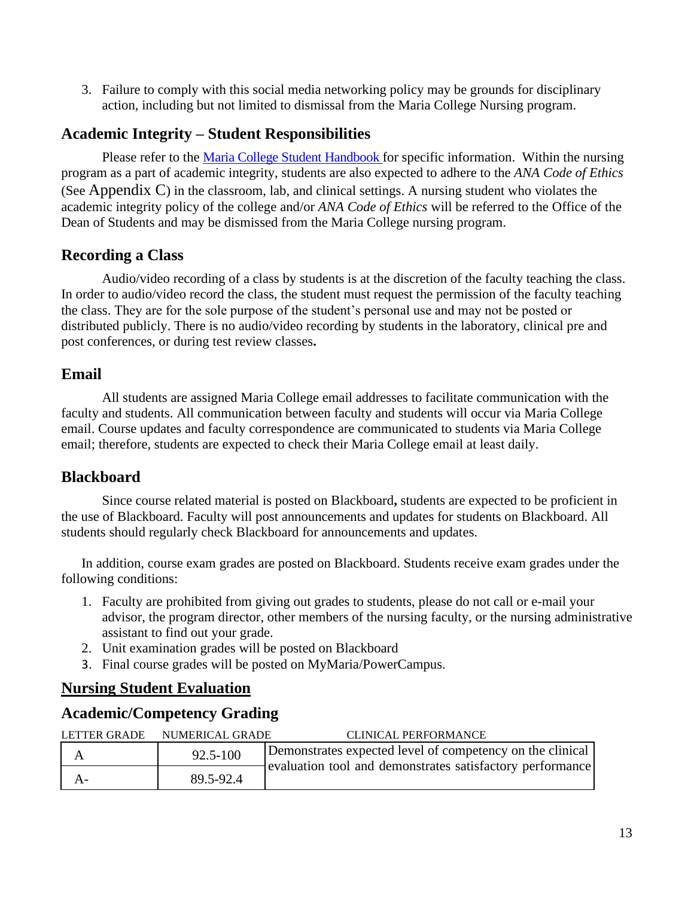3. Failure to comply with this social media networking policy may be grounds for disciplinary action, including but not limited to dismissal from the Maria College Nursing program.

## Academic Integrity – Student Responsibilities

Please refer to the [Maria College Student Handbook](#) for specific information. Within the nursing program as a part of academic integrity, students are also expected to adhere to the *ANA Code of Ethics* (See Appendix C) in the classroom, lab, and clinical settings. A nursing student who violates the academic integrity policy of the college and/or *ANA Code of Ethics* will be referred to the Office of the Dean of Students and may be dismissed from the Maria College nursing program.

## Recording a Class

Audio/video recording of a class by students is at the discretion of the faculty teaching the class. In order to audio/video record the class, the student must request the permission of the faculty teaching the class. They are for the sole purpose of the student's personal use and may not be posted or distributed publicly. There is no audio/video recording by students in the laboratory, clinical pre and post conferences, or during test review classes**.**

## Email

All students are assigned Maria College email addresses to facilitate communication with the faculty and students. All communication between faculty and students will occur via Maria College email. Course updates and faculty correspondence are communicated to students via Maria College email; therefore, students are expected to check their Maria College email at least daily.

## Blackboard

Since course related material is posted on Blackboard**,** students are expected to be proficient in the use of Blackboard. Faculty will post announcements and updates for students on Blackboard. All students should regularly check Blackboard for announcements and updates.

In addition, course exam grades are posted on Blackboard. Students receive exam grades under the following conditions:

1. Faculty are prohibited from giving out grades to students, please do not call or e-mail your advisor, the program director, other members of the nursing faculty, or the nursing administrative assistant to find out your grade.
2. Unit examination grades will be posted on Blackboard
3. Final course grades will be posted on MyMaria/PowerCampus.

## <u>Nursing Student Evaluation</u>

## Academic/Competency Grading

| LETTER GRADE | NUMERICAL GRADE | CLINICAL PERFORMANCE |
|---|---|---|
| A | 92.5-100 | Demonstrates expected level of competency on the clinical evaluation tool and demonstrates satisfactory performance |
| A- | 89.5-92.4 | |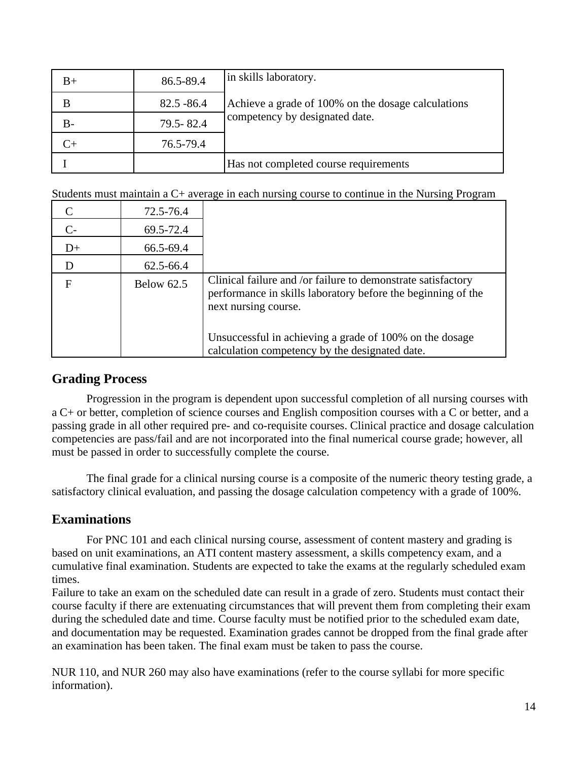| B+ | 86.5-89.4 | in skills laboratory.<br><br>Achieve a grade of 100% on the dosage calculations competency by designated date. |
|---|---|---|
| B | 82.5 -86.4 | |
| B- | 79.5- 82.4 | |
| C+ | 76.5-79.4 | |
| I | | Has not completed course requirements |

Students must maintain a C+ average in each nursing course to continue in the Nursing Program

| C | 72.5-76.4 | |
|---|---|---|
| C- | 69.5-72.4 | |
| D+ | 66.5-69.4 | |
| D | 62.5-66.4 | |
| F | Below 62.5 | Clinical failure and /or failure to demonstrate satisfactory performance in skills laboratory before the beginning of the next nursing course.<br><br>Unsuccessful in achieving a grade of 100% on the dosage calculation competency by the designated date. |

## Grading Process

Progression in the program is dependent upon successful completion of all nursing courses with a C+ or better, completion of science courses and English composition courses with a C or better, and a passing grade in all other required pre- and co-requisite courses. Clinical practice and dosage calculation competencies are pass/fail and are not incorporated into the final numerical course grade; however, all must be passed in order to successfully complete the course.

The final grade for a clinical nursing course is a composite of the numeric theory testing grade, a satisfactory clinical evaluation, and passing the dosage calculation competency with a grade of 100%.

## Examinations

For PNC 101 and each clinical nursing course, assessment of content mastery and grading is based on unit examinations, an ATI content mastery assessment, a skills competency exam, and a cumulative final examination. Students are expected to take the exams at the regularly scheduled exam times.

Failure to take an exam on the scheduled date can result in a grade of zero. Students must contact their course faculty if there are extenuating circumstances that will prevent them from completing their exam during the scheduled date and time. Course faculty must be notified prior to the scheduled exam date, and documentation may be requested. Examination grades cannot be dropped from the final grade after an examination has been taken. The final exam must be taken to pass the course.

NUR 110, and NUR 260 may also have examinations (refer to the course syllabi for more specific information).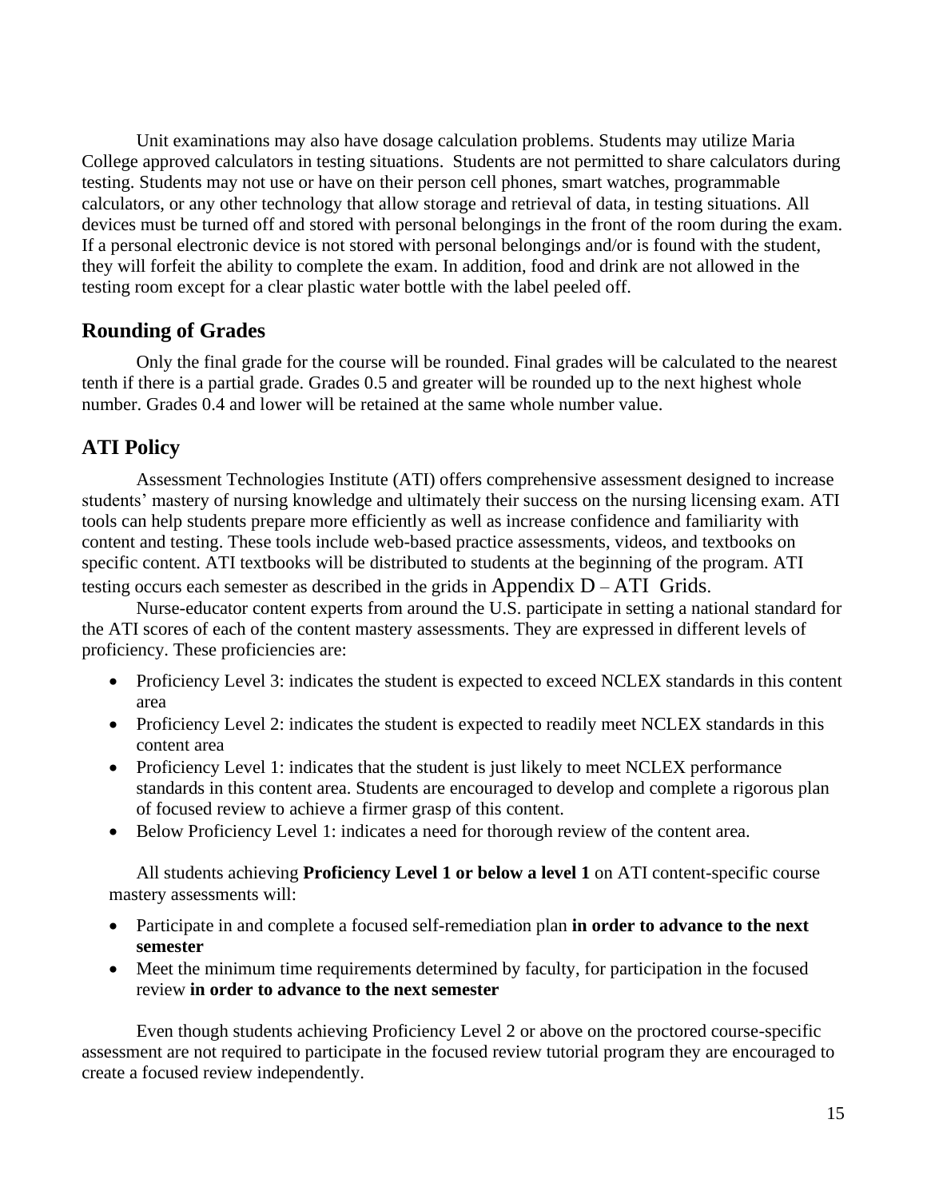Unit examinations may also have dosage calculation problems. Students may utilize Maria College approved calculators in testing situations. Students are not permitted to share calculators during testing. Students may not use or have on their person cell phones, smart watches, programmable calculators, or any other technology that allow storage and retrieval of data, in testing situations. All devices must be turned off and stored with personal belongings in the front of the room during the exam. If a personal electronic device is not stored with personal belongings and/or is found with the student, they will forfeit the ability to complete the exam. In addition, food and drink are not allowed in the testing room except for a clear plastic water bottle with the label peeled off.

## Rounding of Grades

Only the final grade for the course will be rounded. Final grades will be calculated to the nearest tenth if there is a partial grade. Grades 0.5 and greater will be rounded up to the next highest whole number. Grades 0.4 and lower will be retained at the same whole number value.

## ATI Policy

Assessment Technologies Institute (ATI) offers comprehensive assessment designed to increase students' mastery of nursing knowledge and ultimately their success on the nursing licensing exam. ATI tools can help students prepare more efficiently as well as increase confidence and familiarity with content and testing. These tools include web-based practice assessments, videos, and textbooks on specific content. ATI textbooks will be distributed to students at the beginning of the program. ATI testing occurs each semester as described in the grids in Appendix D – ATI Grids.

Nurse-educator content experts from around the U.S. participate in setting a national standard for the ATI scores of each of the content mastery assessments. They are expressed in different levels of proficiency. These proficiencies are:

- Proficiency Level 3: indicates the student is expected to exceed NCLEX standards in this content area
- Proficiency Level 2: indicates the student is expected to readily meet NCLEX standards in this content area
- Proficiency Level 1: indicates that the student is just likely to meet NCLEX performance standards in this content area. Students are encouraged to develop and complete a rigorous plan of focused review to achieve a firmer grasp of this content.
- Below Proficiency Level 1: indicates a need for thorough review of the content area.

All students achieving **Proficiency Level 1 or below a level 1** on ATI content-specific course mastery assessments will:

- Participate in and complete a focused self-remediation plan **in order to advance to the next semester**
- Meet the minimum time requirements determined by faculty, for participation in the focused review **in order to advance to the next semester**

Even though students achieving Proficiency Level 2 or above on the proctored course-specific assessment are not required to participate in the focused review tutorial program they are encouraged to create a focused review independently.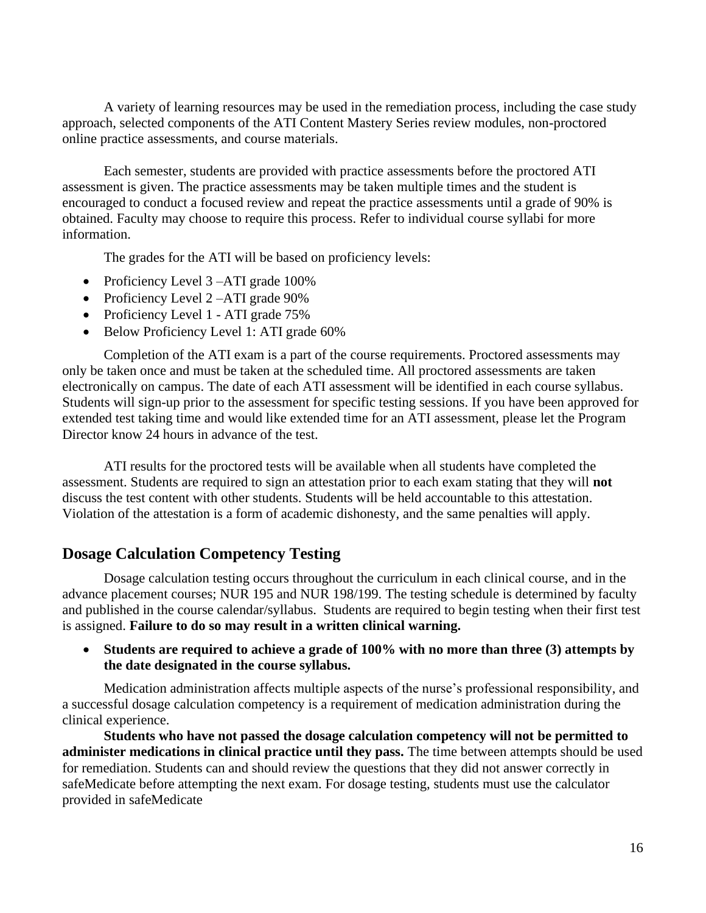A variety of learning resources may be used in the remediation process, including the case study approach, selected components of the ATI Content Mastery Series review modules, non-proctored online practice assessments, and course materials.

Each semester, students are provided with practice assessments before the proctored ATI assessment is given. The practice assessments may be taken multiple times and the student is encouraged to conduct a focused review and repeat the practice assessments until a grade of 90% is obtained. Faculty may choose to require this process. Refer to individual course syllabi for more information.

The grades for the ATI will be based on proficiency levels:

- Proficiency Level 3 –ATI grade 100%
- Proficiency Level 2 –ATI grade 90%
- Proficiency Level 1 - ATI grade 75%
- Below Proficiency Level 1: ATI grade 60%

Completion of the ATI exam is a part of the course requirements. Proctored assessments may only be taken once and must be taken at the scheduled time. All proctored assessments are taken electronically on campus. The date of each ATI assessment will be identified in each course syllabus. Students will sign-up prior to the assessment for specific testing sessions. If you have been approved for extended test taking time and would like extended time for an ATI assessment, please let the Program Director know 24 hours in advance of the test.

ATI results for the proctored tests will be available when all students have completed the assessment. Students are required to sign an attestation prior to each exam stating that they will **not** discuss the test content with other students. Students will be held accountable to this attestation. Violation of the attestation is a form of academic dishonesty, and the same penalties will apply.

## Dosage Calculation Competency Testing

Dosage calculation testing occurs throughout the curriculum in each clinical course, and in the advance placement courses; NUR 195 and NUR 198/199. The testing schedule is determined by faculty and published in the course calendar/syllabus. Students are required to begin testing when their first test is assigned. **Failure to do so may result in a written clinical warning.**

- **Students are required to achieve a grade of 100% with no more than three (3) attempts by the date designated in the course syllabus.**

Medication administration affects multiple aspects of the nurse's professional responsibility, and a successful dosage calculation competency is a requirement of medication administration during the clinical experience.

**Students who have not passed the dosage calculation competency will not be permitted to administer medications in clinical practice until they pass.** The time between attempts should be used for remediation. Students can and should review the questions that they did not answer correctly in safeMedicate before attempting the next exam. For dosage testing, students must use the calculator provided in safeMedicate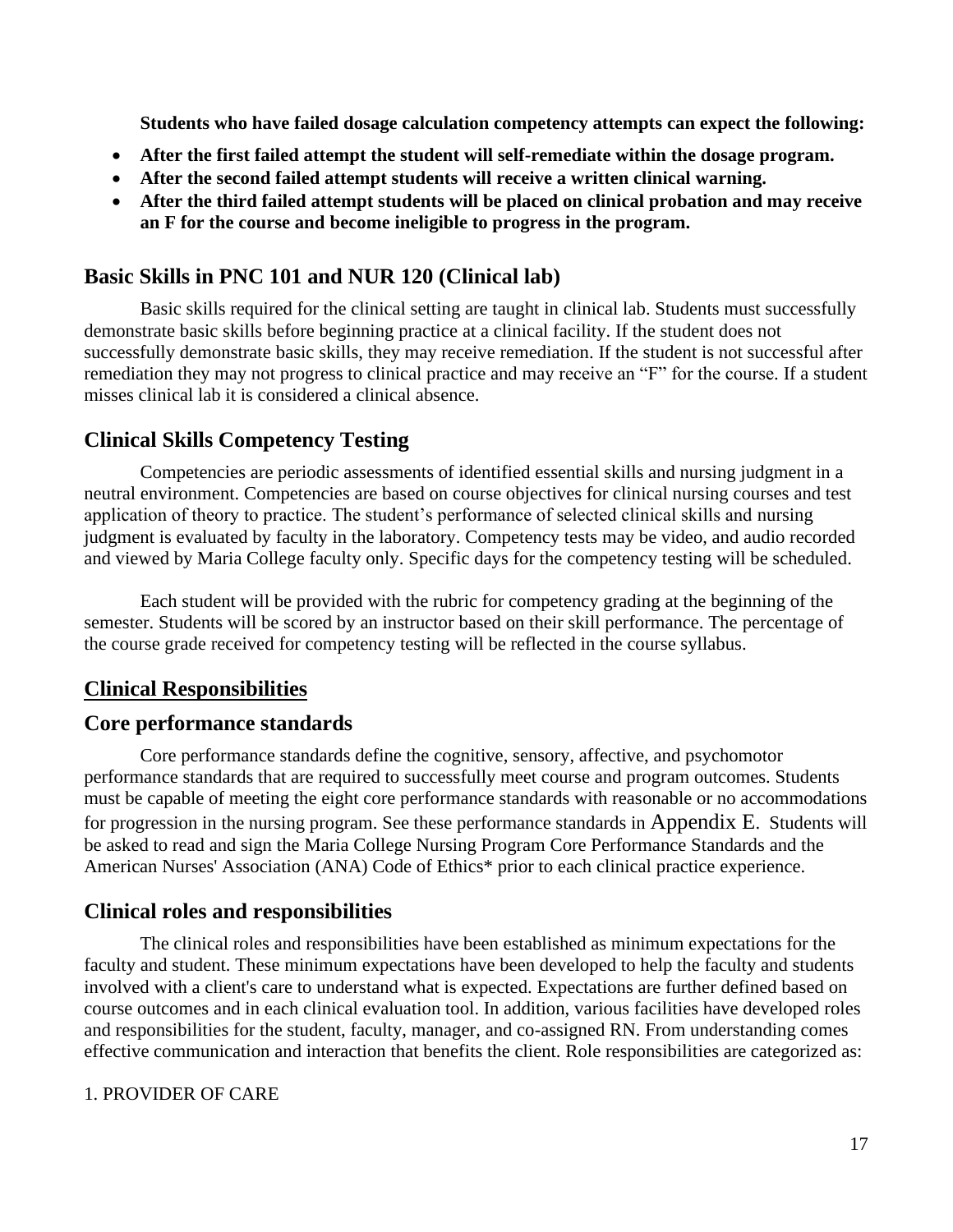**Students who have failed dosage calculation competency attempts can expect the following:**

- **After the first failed attempt the student will self-remediate within the dosage program.**
- **After the second failed attempt students will receive a written clinical warning.**
- **After the third failed attempt students will be placed on clinical probation and may receive an F for the course and become ineligible to progress in the program.**

## Basic Skills in PNC 101 and NUR 120 (Clinical lab)

Basic skills required for the clinical setting are taught in clinical lab. Students must successfully demonstrate basic skills before beginning practice at a clinical facility. If the student does not successfully demonstrate basic skills, they may receive remediation. If the student is not successful after remediation they may not progress to clinical practice and may receive an "F" for the course. If a student misses clinical lab it is considered a clinical absence.

## Clinical Skills Competency Testing

Competencies are periodic assessments of identified essential skills and nursing judgment in a neutral environment. Competencies are based on course objectives for clinical nursing courses and test application of theory to practice. The student's performance of selected clinical skills and nursing judgment is evaluated by faculty in the laboratory. Competency tests may be video, and audio recorded and viewed by Maria College faculty only. Specific days for the competency testing will be scheduled.

Each student will be provided with the rubric for competency grading at the beginning of the semester. Students will be scored by an instructor based on their skill performance. The percentage of the course grade received for competency testing will be reflected in the course syllabus.

## Clinical Responsibilities

## Core performance standards

Core performance standards define the cognitive, sensory, affective, and psychomotor performance standards that are required to successfully meet course and program outcomes. Students must be capable of meeting the eight core performance standards with reasonable or no accommodations for progression in the nursing program. See these performance standards in Appendix E. Students will be asked to read and sign the Maria College Nursing Program Core Performance Standards and the American Nurses' Association (ANA) Code of Ethics* prior to each clinical practice experience.

## Clinical roles and responsibilities

The clinical roles and responsibilities have been established as minimum expectations for the faculty and student. These minimum expectations have been developed to help the faculty and students involved with a client's care to understand what is expected. Expectations are further defined based on course outcomes and in each clinical evaluation tool. In addition, various facilities have developed roles and responsibilities for the student, faculty, manager, and co-assigned RN. From understanding comes effective communication and interaction that benefits the client. Role responsibilities are categorized as:

1. PROVIDER OF CARE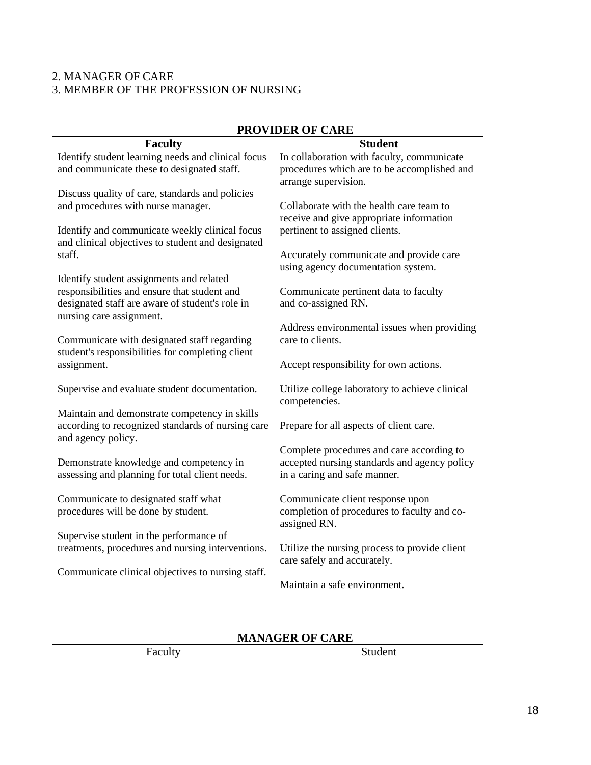2. MANAGER OF CARE
3. MEMBER OF THE PROFESSION OF NURSING

**PROVIDER OF CARE**

| Faculty | Student |
|---|---|
| Identify student learning needs and clinical focus and communicate these to designated staff.<br><br>Discuss quality of care, standards and policies and procedures with nurse manager.<br><br>Identify and communicate weekly clinical focus and clinical objectives to student and designated staff.<br><br>Identify student assignments and related responsibilities and ensure that student and designated staff are aware of student's role in nursing care assignment.<br><br>Communicate with designated staff regarding student's responsibilities for completing client assignment.<br><br>Supervise and evaluate student documentation.<br><br>Maintain and demonstrate competency in skills according to recognized standards of nursing care and agency policy.<br><br>Demonstrate knowledge and competency in assessing and planning for total client needs.<br><br>Communicate to designated staff what procedures will be done by student.<br><br>Supervise student in the performance of treatments, procedures and nursing interventions.<br><br>Communicate clinical objectives to nursing staff. | In collaboration with faculty, communicate procedures which are to be accomplished and arrange supervision.<br><br>Collaborate with the health care team to receive and give appropriate information pertinent to assigned clients.<br><br>Accurately communicate and provide care using agency documentation system.<br><br>Communicate pertinent data to faculty and co-assigned RN.<br><br>Address environmental issues when providing care to clients.<br><br>Accept responsibility for own actions.<br><br>Utilize college laboratory to achieve clinical competencies.<br><br>Prepare for all aspects of client care.<br><br>Complete procedures and care according to accepted nursing standards and agency policy in a caring and safe manner.<br><br>Communicate client response upon completion of procedures to faculty and co-assigned RN.<br><br>Utilize the nursing process to provide client care safely and accurately.<br><br>Maintain a safe environment. |

**MANAGER OF CARE**

| Faculty | Student |
|---|---|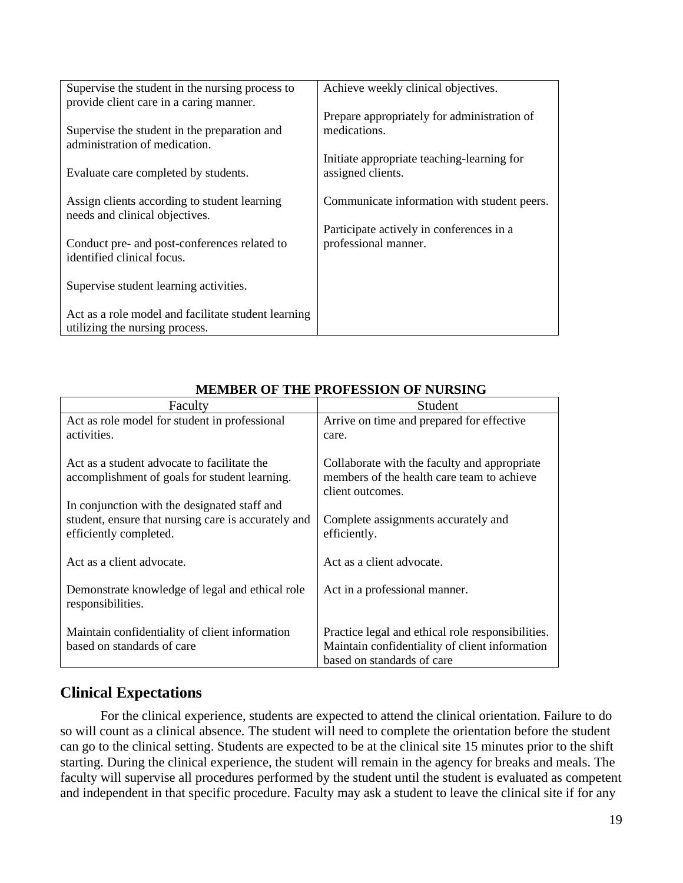| | |
|---|---|
| Supervise the student in the nursing process to provide client care in a caring manner.<br><br>Supervise the student in the preparation and administration of medication.<br><br>Evaluate care completed by students.<br><br>Assign clients according to student learning needs and clinical objectives.<br><br>Conduct pre- and post-conferences related to identified clinical focus.<br><br>Supervise student learning activities.<br><br>Act as a role model and facilitate student learning utilizing the nursing process. | Achieve weekly clinical objectives.<br><br>Prepare appropriately for administration of medications.<br><br>Initiate appropriate teaching-learning for assigned clients.<br><br>Communicate information with student peers.<br><br>Participate actively in conferences in a professional manner. |

**MEMBER OF THE PROFESSION OF NURSING**

| Faculty | Student |
|---|---|
| Act as role model for student in professional activities. | Arrive on time and prepared for effective care. |
| Act as a student advocate to facilitate the accomplishment of goals for student learning. | Collaborate with the faculty and appropriate members of the health care team to achieve client outcomes. |
| In conjunction with the designated staff and student, ensure that nursing care is accurately and efficiently completed. | Complete assignments accurately and efficiently. |
| Act as a client advocate. | Act as a client advocate. |
| Demonstrate knowledge of legal and ethical role responsibilities. | Act in a professional manner. |
| Maintain confidentiality of client information based on standards of care | Practice legal and ethical role responsibilities. Maintain confidentiality of client information based on standards of care |

## Clinical Expectations

For the clinical experience, students are expected to attend the clinical orientation. Failure to do so will count as a clinical absence. The student will need to complete the orientation before the student can go to the clinical setting. Students are expected to be at the clinical site 15 minutes prior to the shift starting. During the clinical experience, the student will remain in the agency for breaks and meals. The faculty will supervise all procedures performed by the student until the student is evaluated as competent and independent in that specific procedure. Faculty may ask a student to leave the clinical site if for any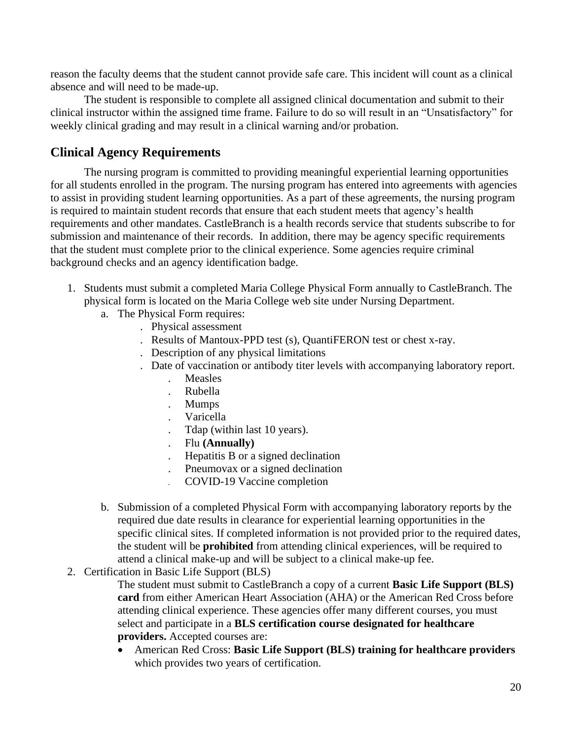reason the faculty deems that the student cannot provide safe care. This incident will count as a clinical absence and will need to be made-up.

The student is responsible to complete all assigned clinical documentation and submit to their clinical instructor within the assigned time frame. Failure to do so will result in an "Unsatisfactory" for weekly clinical grading and may result in a clinical warning and/or probation.

## Clinical Agency Requirements

The nursing program is committed to providing meaningful experiential learning opportunities for all students enrolled in the program. The nursing program has entered into agreements with agencies to assist in providing student learning opportunities. As a part of these agreements, the nursing program is required to maintain student records that ensure that each student meets that agency's health requirements and other mandates. CastleBranch is a health records service that students subscribe to for submission and maintenance of their records. In addition, there may be agency specific requirements that the student must complete prior to the clinical experience. Some agencies require criminal background checks and an agency identification badge.

1. Students must submit a completed Maria College Physical Form annually to CastleBranch. The physical form is located on the Maria College web site under Nursing Department.
    a. The Physical Form requires:
        - Physical assessment
        - Results of Mantoux-PPD test (s), QuantiFERON test or chest x-ray.
        - Description of any physical limitations
        - Date of vaccination or antibody titer levels with accompanying laboratory report.
            - Measles
            - Rubella
            - Mumps
            - Varicella
            - Tdap (within last 10 years).
            - Flu **(Annually)**
            - Hepatitis B or a signed declination
            - Pneumovax or a signed declination
            - COVID-19 Vaccine completion

    b. Submission of a completed Physical Form with accompanying laboratory reports by the required due date results in clearance for experiential learning opportunities in the specific clinical sites. If completed information is not provided prior to the required dates, the student will be **prohibited** from attending clinical experiences, will be required to attend a clinical make-up and will be subject to a clinical make-up fee.
2. Certification in Basic Life Support (BLS)

    The student must submit to CastleBranch a copy of a current **Basic Life Support (BLS) card** from either American Heart Association (AHA) or the American Red Cross before attending clinical experience. These agencies offer many different courses, you must select and participate in a **BLS certification course designated for healthcare providers.** Accepted courses are:

    - American Red Cross: **Basic Life Support (BLS) training for healthcare providers** which provides two years of certification.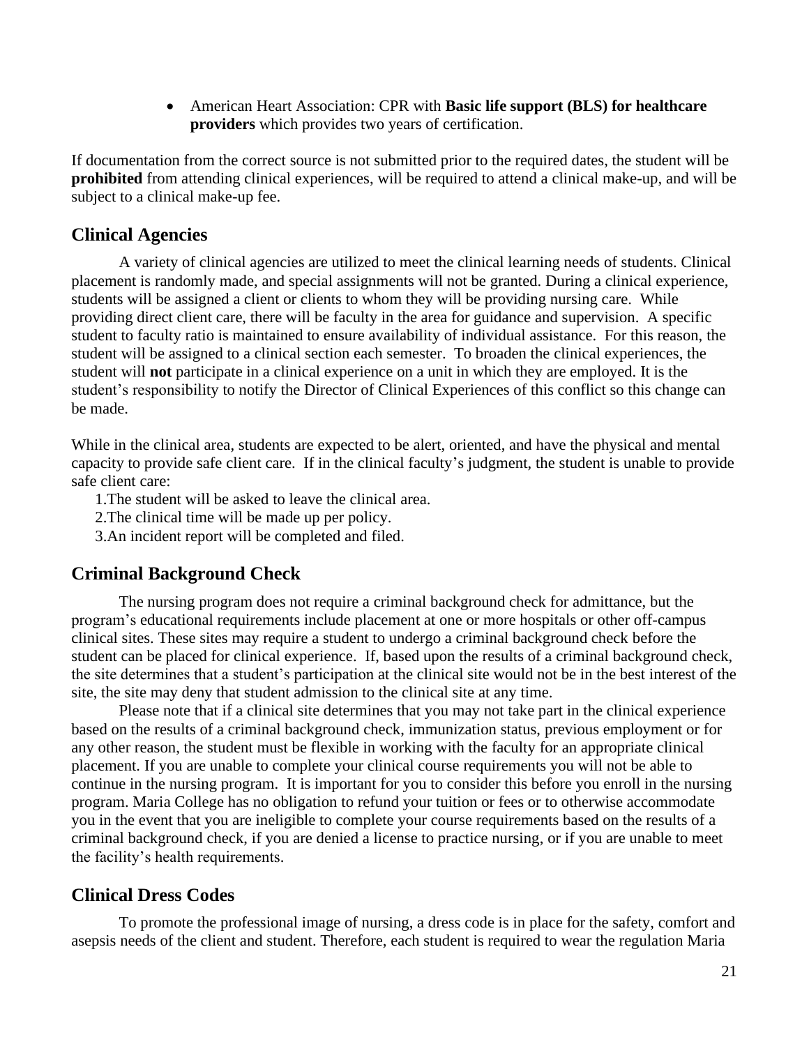- American Heart Association: CPR with **Basic life support (BLS) for healthcare providers** which provides two years of certification.

If documentation from the correct source is not submitted prior to the required dates, the student will be **prohibited** from attending clinical experiences, will be required to attend a clinical make-up, and will be subject to a clinical make-up fee.

## Clinical Agencies

A variety of clinical agencies are utilized to meet the clinical learning needs of students. Clinical placement is randomly made, and special assignments will not be granted. During a clinical experience, students will be assigned a client or clients to whom they will be providing nursing care. While providing direct client care, there will be faculty in the area for guidance and supervision. A specific student to faculty ratio is maintained to ensure availability of individual assistance. For this reason, the student will be assigned to a clinical section each semester. To broaden the clinical experiences, the student will **not** participate in a clinical experience on a unit in which they are employed. It is the student's responsibility to notify the Director of Clinical Experiences of this conflict so this change can be made.

While in the clinical area, students are expected to be alert, oriented, and have the physical and mental capacity to provide safe client care. If in the clinical faculty's judgment, the student is unable to provide safe client care:

1. The student will be asked to leave the clinical area.
2. The clinical time will be made up per policy.
3. An incident report will be completed and filed.

## Criminal Background Check

The nursing program does not require a criminal background check for admittance, but the program's educational requirements include placement at one or more hospitals or other off-campus clinical sites. These sites may require a student to undergo a criminal background check before the student can be placed for clinical experience. If, based upon the results of a criminal background check, the site determines that a student's participation at the clinical site would not be in the best interest of the site, the site may deny that student admission to the clinical site at any time.

Please note that if a clinical site determines that you may not take part in the clinical experience based on the results of a criminal background check, immunization status, previous employment or for any other reason, the student must be flexible in working with the faculty for an appropriate clinical placement. If you are unable to complete your clinical course requirements you will not be able to continue in the nursing program. It is important for you to consider this before you enroll in the nursing program. Maria College has no obligation to refund your tuition or fees or to otherwise accommodate you in the event that you are ineligible to complete your course requirements based on the results of a criminal background check, if you are denied a license to practice nursing, or if you are unable to meet the facility's health requirements.

## Clinical Dress Codes

To promote the professional image of nursing, a dress code is in place for the safety, comfort and asepsis needs of the client and student. Therefore, each student is required to wear the regulation Maria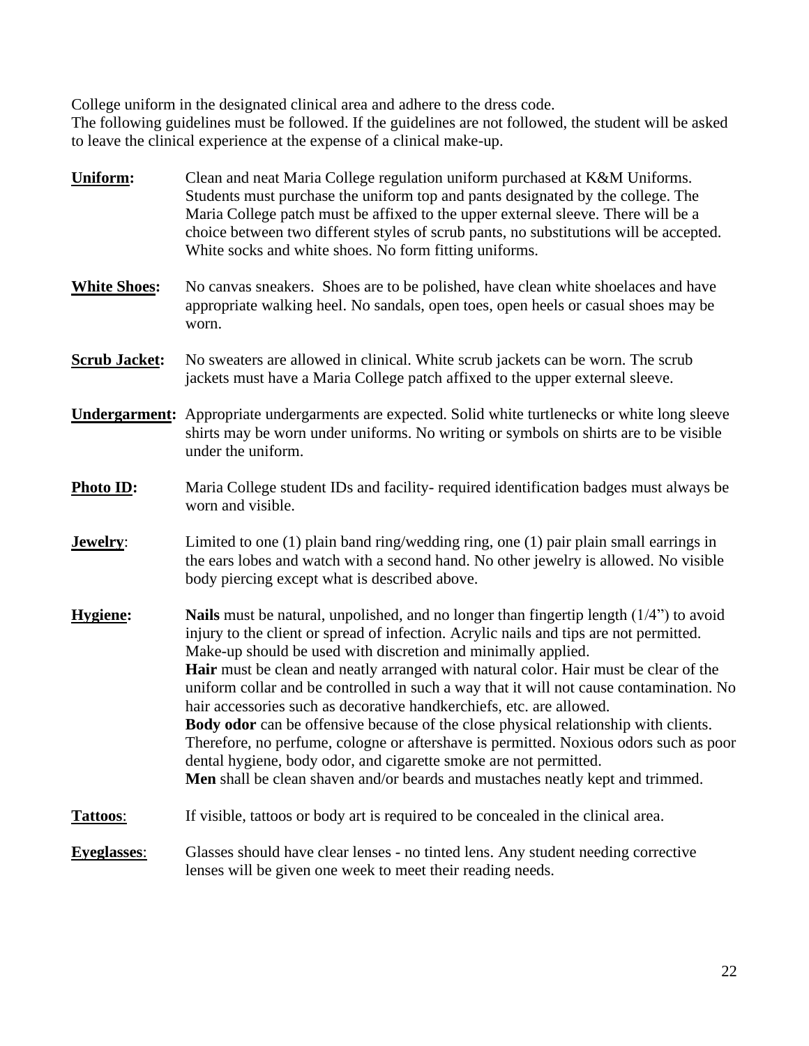College uniform in the designated clinical area and adhere to the dress code.
The following guidelines must be followed. If the guidelines are not followed, the student will be asked to leave the clinical experience at the expense of a clinical make-up.

**Uniform:** Clean and neat Maria College regulation uniform purchased at K&M Uniforms. Students must purchase the uniform top and pants designated by the college. The Maria College patch must be affixed to the upper external sleeve. There will be a choice between two different styles of scrub pants, no substitutions will be accepted. White socks and white shoes. No form fitting uniforms.

**White Shoes:** No canvas sneakers. Shoes are to be polished, have clean white shoelaces and have appropriate walking heel. No sandals, open toes, open heels or casual shoes may be worn.

**Scrub Jacket:** No sweaters are allowed in clinical. White scrub jackets can be worn. The scrub jackets must have a Maria College patch affixed to the upper external sleeve.

**Undergarment:** Appropriate undergarments are expected. Solid white turtlenecks or white long sleeve shirts may be worn under uniforms. No writing or symbols on shirts are to be visible under the uniform.

**Photo ID:** Maria College student IDs and facility- required identification badges must always be worn and visible.

**Jewelry:** Limited to one (1) plain band ring/wedding ring, one (1) pair plain small earrings in the ears lobes and watch with a second hand. No other jewelry is allowed. No visible body piercing except what is described above.

**Hygiene:** **Nails** must be natural, unpolished, and no longer than fingertip length (1/4") to avoid injury to the client or spread of infection. Acrylic nails and tips are not permitted. Make-up should be used with discretion and minimally applied.
**Hair** must be clean and neatly arranged with natural color. Hair must be clear of the uniform collar and be controlled in such a way that it will not cause contamination. No hair accessories such as decorative handkerchiefs, etc. are allowed.
**Body odor** can be offensive because of the close physical relationship with clients. Therefore, no perfume, cologne or aftershave is permitted. Noxious odors such as poor dental hygiene, body odor, and cigarette smoke are not permitted.
**Men** shall be clean shaven and/or beards and mustaches neatly kept and trimmed.

**Tattoos:** If visible, tattoos or body art is required to be concealed in the clinical area.

**Eyeglasses:** Glasses should have clear lenses - no tinted lens. Any student needing corrective lenses will be given one week to meet their reading needs.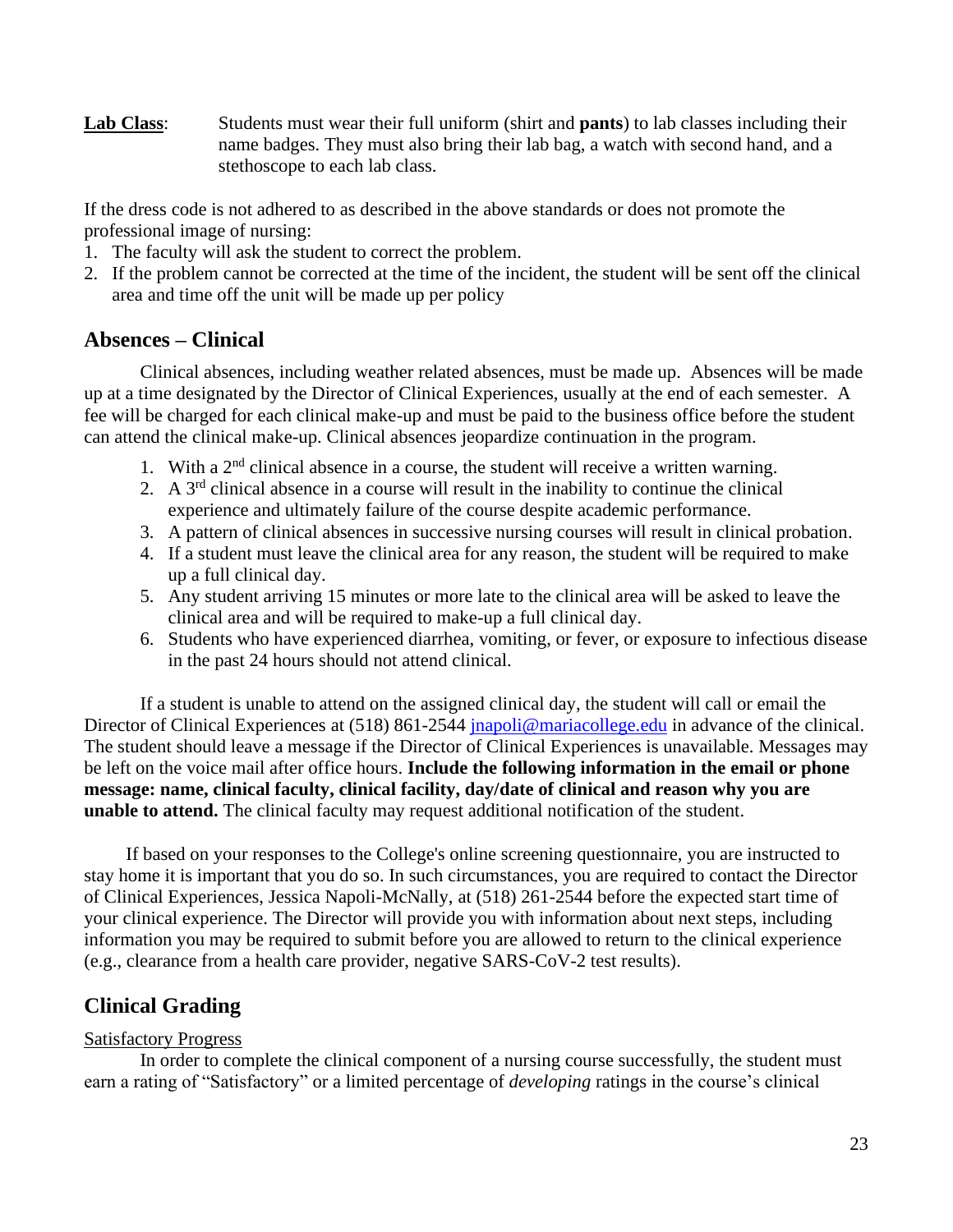**Lab Class**: Students must wear their full uniform (shirt and **pants**) to lab classes including their name badges. They must also bring their lab bag, a watch with second hand, and a stethoscope to each lab class.

If the dress code is not adhered to as described in the above standards or does not promote the professional image of nursing:

1. The faculty will ask the student to correct the problem.
2. If the problem cannot be corrected at the time of the incident, the student will be sent off the clinical area and time off the unit will be made up per policy

## Absences – Clinical

Clinical absences, including weather related absences, must be made up. Absences will be made up at a time designated by the Director of Clinical Experiences, usually at the end of each semester. A fee will be charged for each clinical make-up and must be paid to the business office before the student can attend the clinical make-up. Clinical absences jeopardize continuation in the program.

1. With a 2nd clinical absence in a course, the student will receive a written warning.
2. A 3rd clinical absence in a course will result in the inability to continue the clinical experience and ultimately failure of the course despite academic performance.
3. A pattern of clinical absences in successive nursing courses will result in clinical probation.
4. If a student must leave the clinical area for any reason, the student will be required to make up a full clinical day.
5. Any student arriving 15 minutes or more late to the clinical area will be asked to leave the clinical area and will be required to make-up a full clinical day.
6. Students who have experienced diarrhea, vomiting, or fever, or exposure to infectious disease in the past 24 hours should not attend clinical.

If a student is unable to attend on the assigned clinical day, the student will call or email the Director of Clinical Experiences at (518) 861-2544 jnapoli@mariacollege.edu in advance of the clinical. The student should leave a message if the Director of Clinical Experiences is unavailable. Messages may be left on the voice mail after office hours. **Include the following information in the email or phone message: name, clinical faculty, clinical facility, day/date of clinical and reason why you are unable to attend.** The clinical faculty may request additional notification of the student.

If based on your responses to the College's online screening questionnaire, you are instructed to stay home it is important that you do so. In such circumstances, you are required to contact the Director of Clinical Experiences, Jessica Napoli-McNally, at (518) 261-2544 before the expected start time of your clinical experience. The Director will provide you with information about next steps, including information you may be required to submit before you are allowed to return to the clinical experience (e.g., clearance from a health care provider, negative SARS-CoV-2 test results).

## Clinical Grading

Satisfactory Progress

In order to complete the clinical component of a nursing course successfully, the student must earn a rating of "Satisfactory" or a limited percentage of *developing* ratings in the course's clinical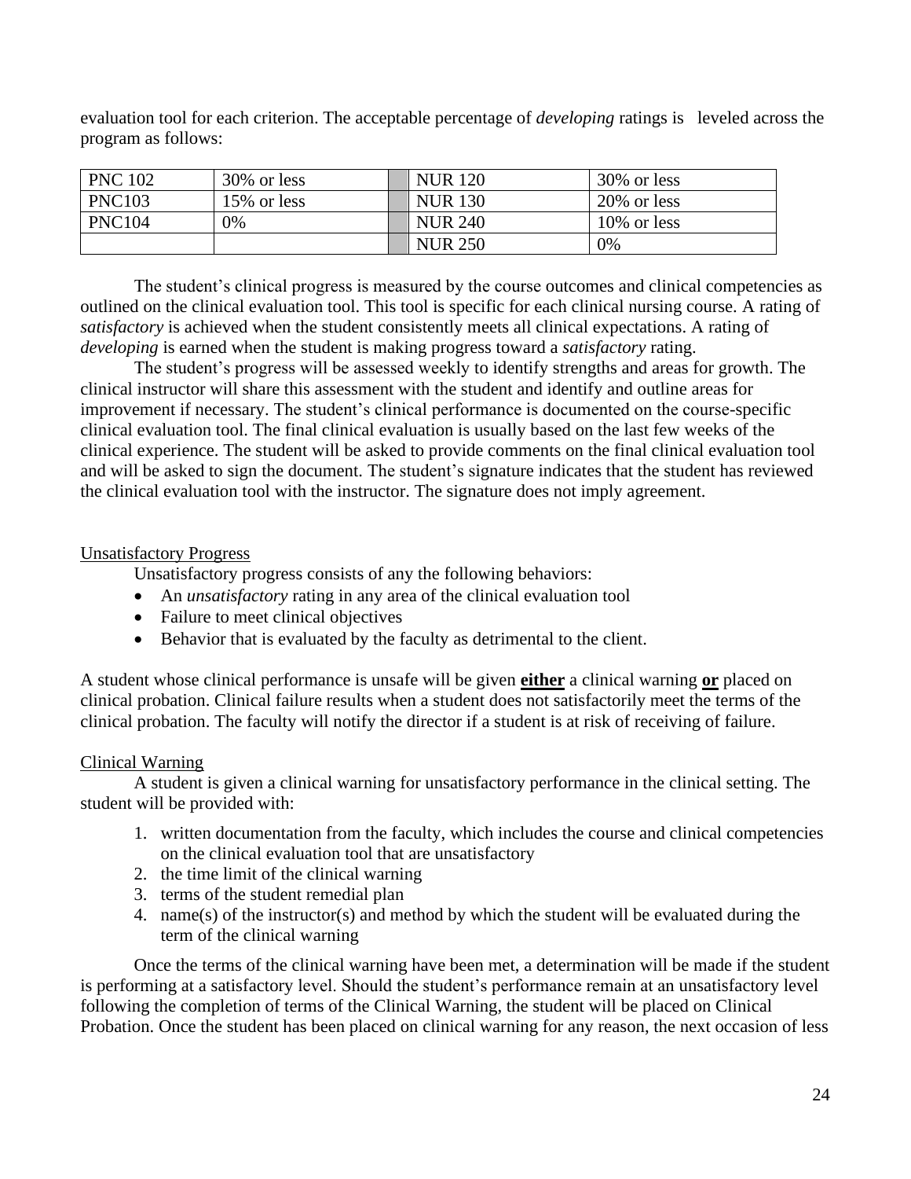evaluation tool for each criterion. The acceptable percentage of *developing* ratings is leveled across the program as follows:

| PNC 102 | 30% or less | | NUR 120 | 30% or less |
|---|---|---|---|---|
| PNC103 | 15% or less | | NUR 130 | 20% or less |
| PNC104 | 0% | | NUR 240 | 10% or less |
| | | | NUR 250 | 0% |

The student's clinical progress is measured by the course outcomes and clinical competencies as outlined on the clinical evaluation tool. This tool is specific for each clinical nursing course. A rating of *satisfactory* is achieved when the student consistently meets all clinical expectations. A rating of *developing* is earned when the student is making progress toward a *satisfactory* rating.

The student's progress will be assessed weekly to identify strengths and areas for growth. The clinical instructor will share this assessment with the student and identify and outline areas for improvement if necessary. The student's clinical performance is documented on the course-specific clinical evaluation tool. The final clinical evaluation is usually based on the last few weeks of the clinical experience. The student will be asked to provide comments on the final clinical evaluation tool and will be asked to sign the document. The student's signature indicates that the student has reviewed the clinical evaluation tool with the instructor. The signature does not imply agreement.

Unsatisfactory Progress

Unsatisfactory progress consists of any the following behaviors:

- An *unsatisfactory* rating in any area of the clinical evaluation tool
- Failure to meet clinical objectives
- Behavior that is evaluated by the faculty as detrimental to the client.

A student whose clinical performance is unsafe will be given **either** a clinical warning **or** placed on clinical probation. Clinical failure results when a student does not satisfactorily meet the terms of the clinical probation. The faculty will notify the director if a student is at risk of receiving of failure.

Clinical Warning

A student is given a clinical warning for unsatisfactory performance in the clinical setting. The student will be provided with:

1. written documentation from the faculty, which includes the course and clinical competencies on the clinical evaluation tool that are unsatisfactory
2. the time limit of the clinical warning
3. terms of the student remedial plan
4. name(s) of the instructor(s) and method by which the student will be evaluated during the term of the clinical warning

Once the terms of the clinical warning have been met, a determination will be made if the student is performing at a satisfactory level. Should the student's performance remain at an unsatisfactory level following the completion of terms of the Clinical Warning, the student will be placed on Clinical Probation. Once the student has been placed on clinical warning for any reason, the next occasion of less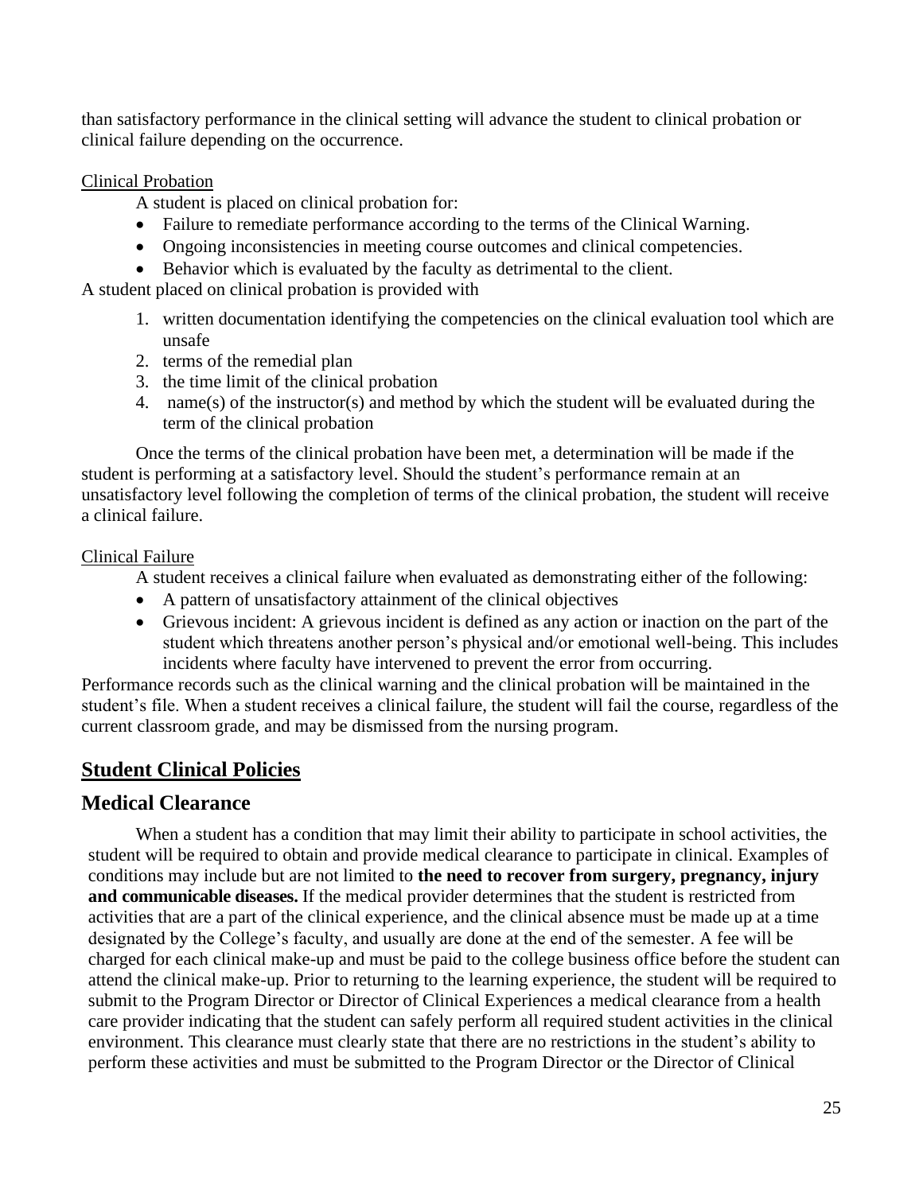than satisfactory performance in the clinical setting will advance the student to clinical probation or clinical failure depending on the occurrence.

Clinical Probation

A student is placed on clinical probation for:

- Failure to remediate performance according to the terms of the Clinical Warning.
- Ongoing inconsistencies in meeting course outcomes and clinical competencies.
- Behavior which is evaluated by the faculty as detrimental to the client.

A student placed on clinical probation is provided with

1. written documentation identifying the competencies on the clinical evaluation tool which are unsafe
2. terms of the remedial plan
3. the time limit of the clinical probation
4. name(s) of the instructor(s) and method by which the student will be evaluated during the term of the clinical probation

Once the terms of the clinical probation have been met, a determination will be made if the student is performing at a satisfactory level. Should the student's performance remain at an unsatisfactory level following the completion of terms of the clinical probation, the student will receive a clinical failure.

Clinical Failure

A student receives a clinical failure when evaluated as demonstrating either of the following:

- A pattern of unsatisfactory attainment of the clinical objectives
- Grievous incident: A grievous incident is defined as any action or inaction on the part of the student which threatens another person's physical and/or emotional well-being. This includes incidents where faculty have intervened to prevent the error from occurring.

Performance records such as the clinical warning and the clinical probation will be maintained in the student's file. When a student receives a clinical failure, the student will fail the course, regardless of the current classroom grade, and may be dismissed from the nursing program.

## Student Clinical Policies

### Medical Clearance

When a student has a condition that may limit their ability to participate in school activities, the student will be required to obtain and provide medical clearance to participate in clinical. Examples of conditions may include but are not limited to **the need to recover from surgery, pregnancy, injury and communicable diseases.** If the medical provider determines that the student is restricted from activities that are a part of the clinical experience, and the clinical absence must be made up at a time designated by the College's faculty, and usually are done at the end of the semester. A fee will be charged for each clinical make-up and must be paid to the college business office before the student can attend the clinical make-up. Prior to returning to the learning experience, the student will be required to submit to the Program Director or Director of Clinical Experiences a medical clearance from a health care provider indicating that the student can safely perform all required student activities in the clinical environment. This clearance must clearly state that there are no restrictions in the student's ability to perform these activities and must be submitted to the Program Director or the Director of Clinical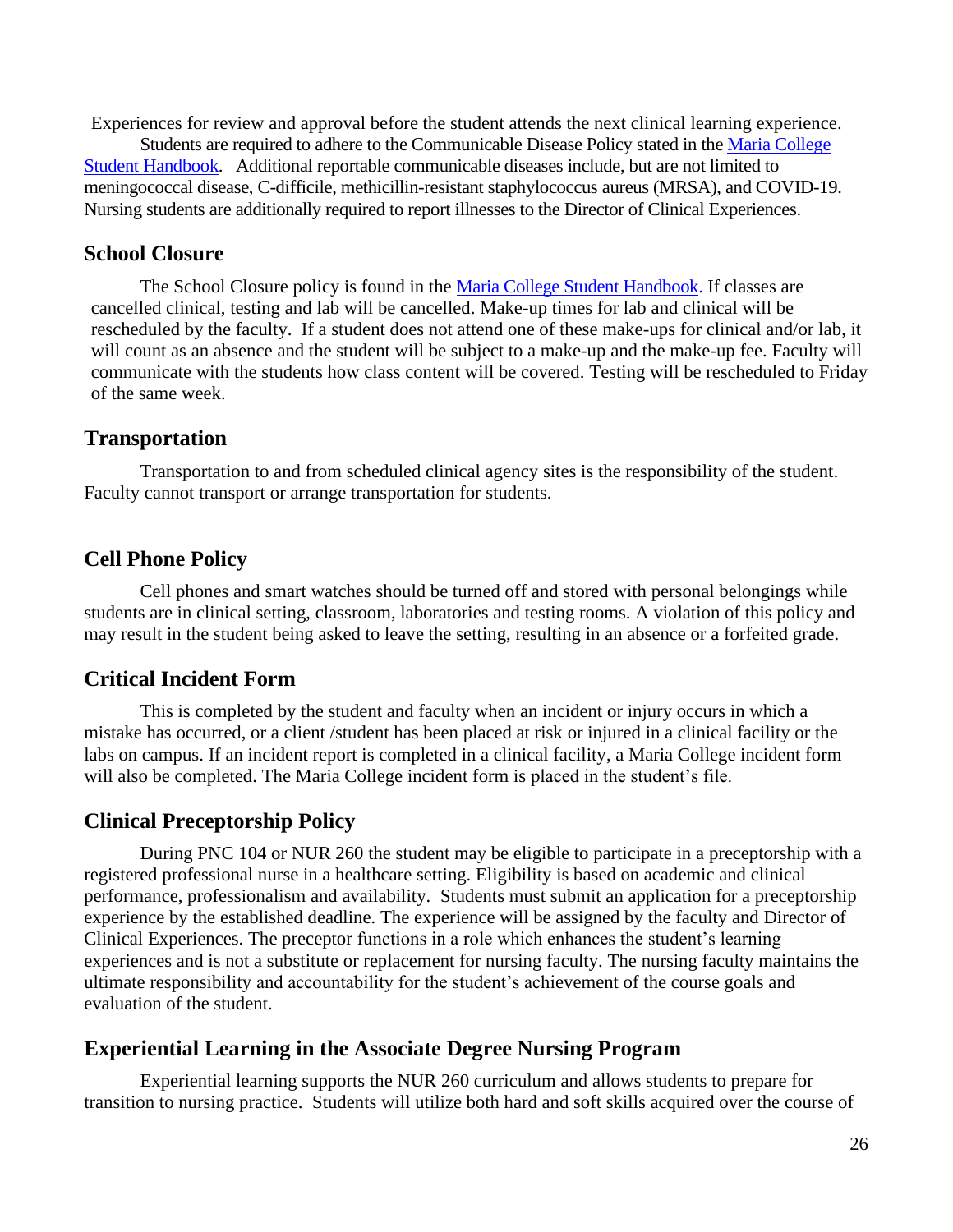Experiences for review and approval before the student attends the next clinical learning experience.

Students are required to adhere to the Communicable Disease Policy stated in the Maria College Student Handbook. Additional reportable communicable diseases include, but are not limited to meningococcal disease, C-difficile, methicillin-resistant staphylococcus aureus (MRSA), and COVID-19. Nursing students are additionally required to report illnesses to the Director of Clinical Experiences.

## School Closure

The School Closure policy is found in the Maria College Student Handbook. If classes are cancelled clinical, testing and lab will be cancelled. Make-up times for lab and clinical will be rescheduled by the faculty. If a student does not attend one of these make-ups for clinical and/or lab, it will count as an absence and the student will be subject to a make-up and the make-up fee. Faculty will communicate with the students how class content will be covered. Testing will be rescheduled to Friday of the same week.

## Transportation

Transportation to and from scheduled clinical agency sites is the responsibility of the student. Faculty cannot transport or arrange transportation for students.

## Cell Phone Policy

Cell phones and smart watches should be turned off and stored with personal belongings while students are in clinical setting, classroom, laboratories and testing rooms. A violation of this policy and may result in the student being asked to leave the setting, resulting in an absence or a forfeited grade.

## Critical Incident Form

This is completed by the student and faculty when an incident or injury occurs in which a mistake has occurred, or a client /student has been placed at risk or injured in a clinical facility or the labs on campus. If an incident report is completed in a clinical facility, a Maria College incident form will also be completed. The Maria College incident form is placed in the student's file.

## Clinical Preceptorship Policy

During PNC 104 or NUR 260 the student may be eligible to participate in a preceptorship with a registered professional nurse in a healthcare setting. Eligibility is based on academic and clinical performance, professionalism and availability. Students must submit an application for a preceptorship experience by the established deadline. The experience will be assigned by the faculty and Director of Clinical Experiences. The preceptor functions in a role which enhances the student's learning experiences and is not a substitute or replacement for nursing faculty. The nursing faculty maintains the ultimate responsibility and accountability for the student's achievement of the course goals and evaluation of the student.

## Experiential Learning in the Associate Degree Nursing Program

Experiential learning supports the NUR 260 curriculum and allows students to prepare for transition to nursing practice. Students will utilize both hard and soft skills acquired over the course of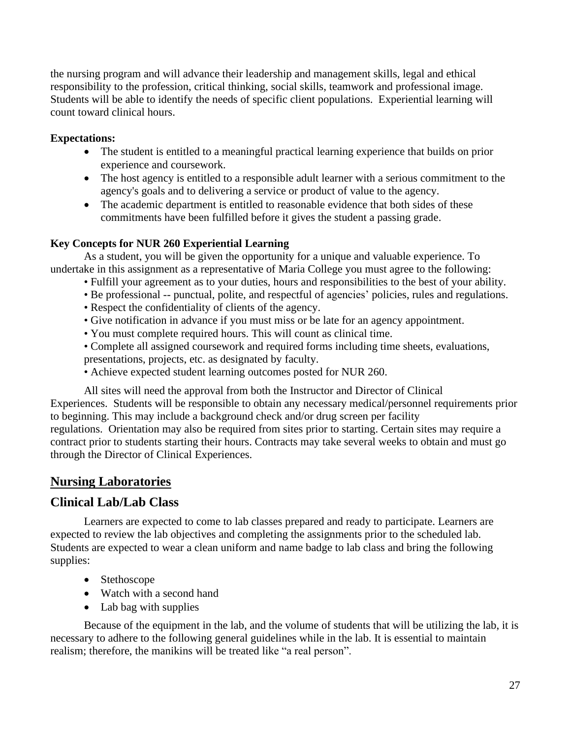the nursing program and will advance their leadership and management skills, legal and ethical responsibility to the profession, critical thinking, social skills, teamwork and professional image. Students will be able to identify the needs of specific client populations. Experiential learning will count toward clinical hours.

**Expectations:**

- The student is entitled to a meaningful practical learning experience that builds on prior experience and coursework.
- The host agency is entitled to a responsible adult learner with a serious commitment to the agency's goals and to delivering a service or product of value to the agency.
- The academic department is entitled to reasonable evidence that both sides of these commitments have been fulfilled before it gives the student a passing grade.

**Key Concepts for NUR 260 Experiential Learning**

As a student, you will be given the opportunity for a unique and valuable experience. To undertake in this assignment as a representative of Maria College you must agree to the following:

- Fulfill your agreement as to your duties, hours and responsibilities to the best of your ability.
- Be professional -- punctual, polite, and respectful of agencies' policies, rules and regulations.
- Respect the confidentiality of clients of the agency.
- Give notification in advance if you must miss or be late for an agency appointment.
- You must complete required hours. This will count as clinical time.
- Complete all assigned coursework and required forms including time sheets, evaluations, presentations, projects, etc. as designated by faculty.
- Achieve expected student learning outcomes posted for NUR 260.

All sites will need the approval from both the Instructor and Director of Clinical Experiences. Students will be responsible to obtain any necessary medical/personnel requirements prior to beginning. This may include a background check and/or drug screen per facility regulations. Orientation may also be required from sites prior to starting. Certain sites may require a contract prior to students starting their hours. Contracts may take several weeks to obtain and must go through the Director of Clinical Experiences.

## Nursing Laboratories

### Clinical Lab/Lab Class

Learners are expected to come to lab classes prepared and ready to participate. Learners are expected to review the lab objectives and completing the assignments prior to the scheduled lab. Students are expected to wear a clean uniform and name badge to lab class and bring the following supplies:

- Stethoscope
- Watch with a second hand
- Lab bag with supplies

Because of the equipment in the lab, and the volume of students that will be utilizing the lab, it is necessary to adhere to the following general guidelines while in the lab. It is essential to maintain realism; therefore, the manikins will be treated like "a real person".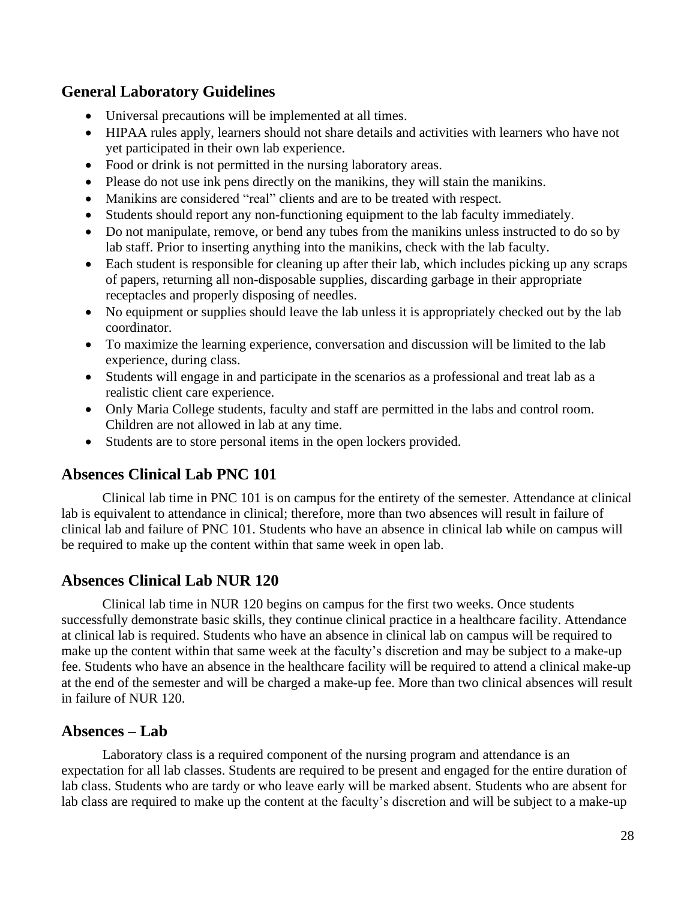## General Laboratory Guidelines

- Universal precautions will be implemented at all times.
- HIPAA rules apply, learners should not share details and activities with learners who have not yet participated in their own lab experience.
- Food or drink is not permitted in the nursing laboratory areas.
- Please do not use ink pens directly on the manikins, they will stain the manikins.
- Manikins are considered "real" clients and are to be treated with respect.
- Students should report any non-functioning equipment to the lab faculty immediately.
- Do not manipulate, remove, or bend any tubes from the manikins unless instructed to do so by lab staff. Prior to inserting anything into the manikins, check with the lab faculty.
- Each student is responsible for cleaning up after their lab, which includes picking up any scraps of papers, returning all non-disposable supplies, discarding garbage in their appropriate receptacles and properly disposing of needles.
- No equipment or supplies should leave the lab unless it is appropriately checked out by the lab coordinator.
- To maximize the learning experience, conversation and discussion will be limited to the lab experience, during class.
- Students will engage in and participate in the scenarios as a professional and treat lab as a realistic client care experience.
- Only Maria College students, faculty and staff are permitted in the labs and control room. Children are not allowed in lab at any time.
- Students are to store personal items in the open lockers provided.

## Absences Clinical Lab PNC 101

Clinical lab time in PNC 101 is on campus for the entirety of the semester. Attendance at clinical lab is equivalent to attendance in clinical; therefore, more than two absences will result in failure of clinical lab and failure of PNC 101. Students who have an absence in clinical lab while on campus will be required to make up the content within that same week in open lab.

## Absences Clinical Lab NUR 120

Clinical lab time in NUR 120 begins on campus for the first two weeks. Once students successfully demonstrate basic skills, they continue clinical practice in a healthcare facility. Attendance at clinical lab is required. Students who have an absence in clinical lab on campus will be required to make up the content within that same week at the faculty's discretion and may be subject to a make-up fee. Students who have an absence in the healthcare facility will be required to attend a clinical make-up at the end of the semester and will be charged a make-up fee. More than two clinical absences will result in failure of NUR 120.

## Absences – Lab

Laboratory class is a required component of the nursing program and attendance is an expectation for all lab classes. Students are required to be present and engaged for the entire duration of lab class. Students who are tardy or who leave early will be marked absent. Students who are absent for lab class are required to make up the content at the faculty's discretion and will be subject to a make-up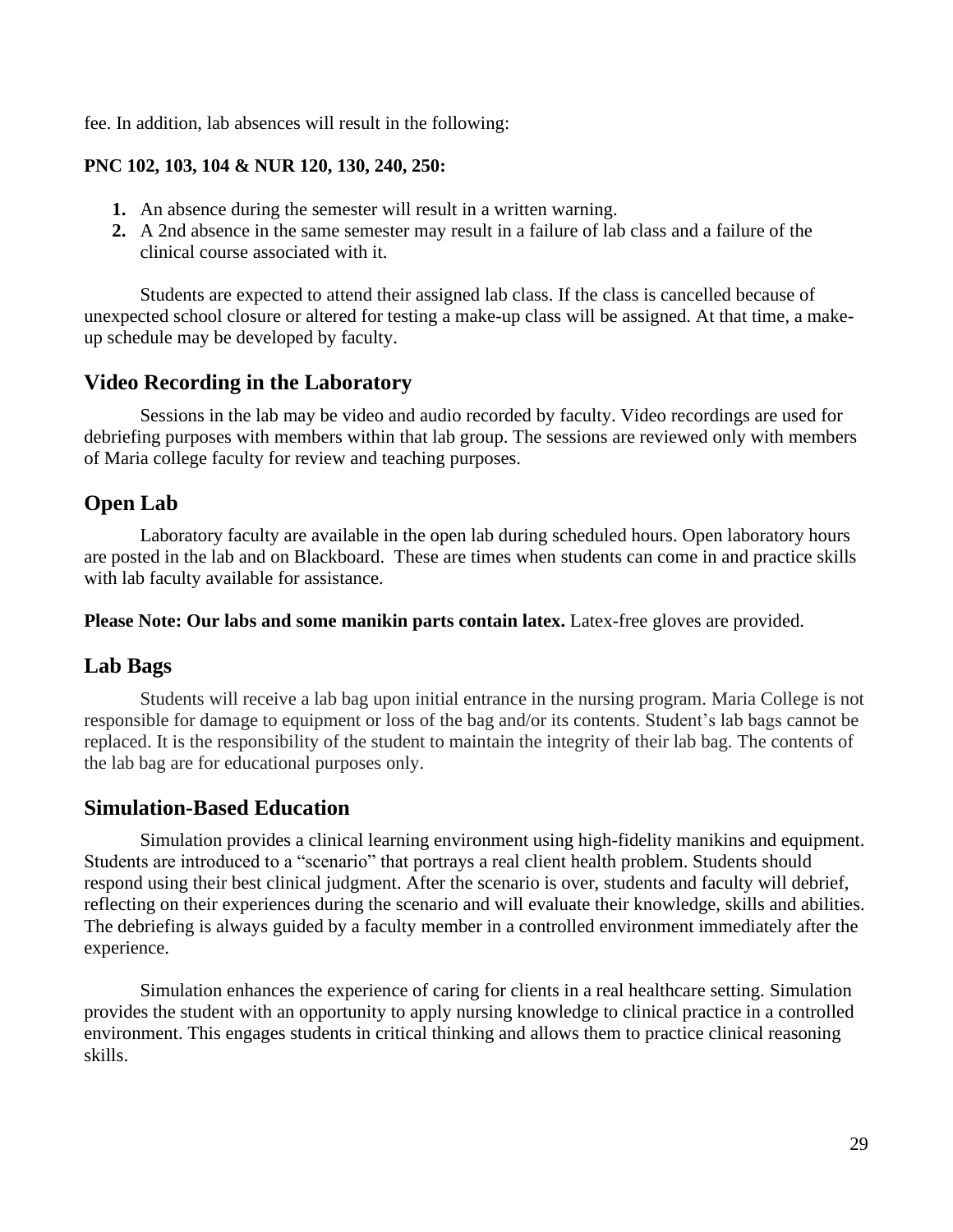fee. In addition, lab absences will result in the following:

**PNC 102, 103, 104 & NUR 120, 130, 240, 250:**

1. An absence during the semester will result in a written warning.
2. A 2nd absence in the same semester may result in a failure of lab class and a failure of the clinical course associated with it.

Students are expected to attend their assigned lab class. If the class is cancelled because of unexpected school closure or altered for testing a make-up class will be assigned. At that time, a make-up schedule may be developed by faculty.

## Video Recording in the Laboratory

Sessions in the lab may be video and audio recorded by faculty. Video recordings are used for debriefing purposes with members within that lab group. The sessions are reviewed only with members of Maria college faculty for review and teaching purposes.

## Open Lab

Laboratory faculty are available in the open lab during scheduled hours. Open laboratory hours are posted in the lab and on Blackboard. These are times when students can come in and practice skills with lab faculty available for assistance.

**Please Note: Our labs and some manikin parts contain latex.** Latex-free gloves are provided.

## Lab Bags

Students will receive a lab bag upon initial entrance in the nursing program. Maria College is not responsible for damage to equipment or loss of the bag and/or its contents. Student's lab bags cannot be replaced. It is the responsibility of the student to maintain the integrity of their lab bag. The contents of the lab bag are for educational purposes only.

## Simulation-Based Education

Simulation provides a clinical learning environment using high-fidelity manikins and equipment. Students are introduced to a "scenario" that portrays a real client health problem. Students should respond using their best clinical judgment. After the scenario is over, students and faculty will debrief, reflecting on their experiences during the scenario and will evaluate their knowledge, skills and abilities. The debriefing is always guided by a faculty member in a controlled environment immediately after the experience.

Simulation enhances the experience of caring for clients in a real healthcare setting. Simulation provides the student with an opportunity to apply nursing knowledge to clinical practice in a controlled environment. This engages students in critical thinking and allows them to practice clinical reasoning skills.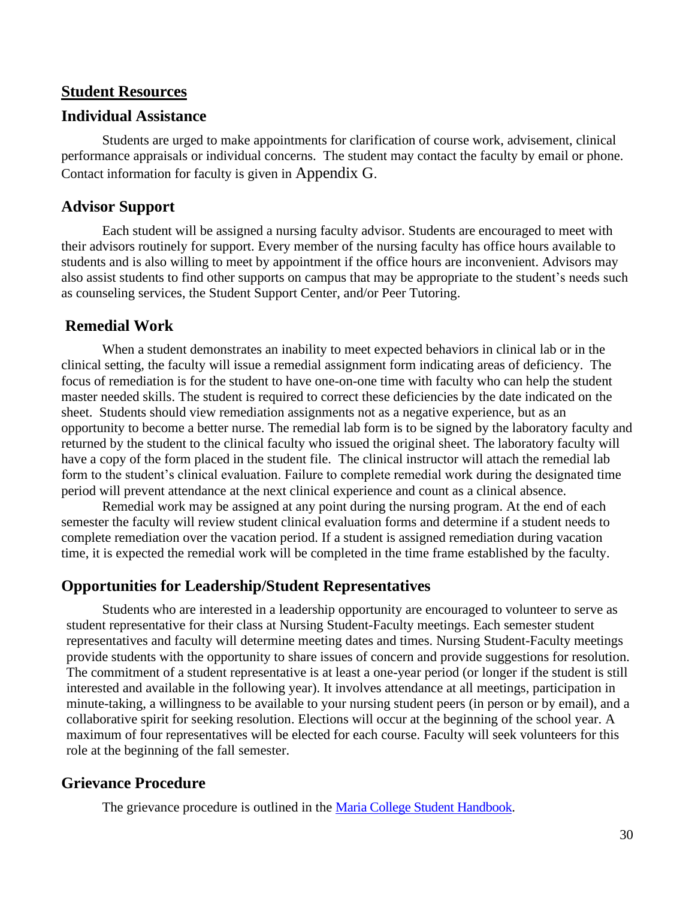## Student Resources

### Individual Assistance

Students are urged to make appointments for clarification of course work, advisement, clinical performance appraisals or individual concerns. The student may contact the faculty by email or phone. Contact information for faculty is given in Appendix G.

### Advisor Support

Each student will be assigned a nursing faculty advisor. Students are encouraged to meet with their advisors routinely for support. Every member of the nursing faculty has office hours available to students and is also willing to meet by appointment if the office hours are inconvenient. Advisors may also assist students to find other supports on campus that may be appropriate to the student's needs such as counseling services, the Student Support Center, and/or Peer Tutoring.

### Remedial Work

When a student demonstrates an inability to meet expected behaviors in clinical lab or in the clinical setting, the faculty will issue a remedial assignment form indicating areas of deficiency. The focus of remediation is for the student to have one-on-one time with faculty who can help the student master needed skills. The student is required to correct these deficiencies by the date indicated on the sheet. Students should view remediation assignments not as a negative experience, but as an opportunity to become a better nurse. The remedial lab form is to be signed by the laboratory faculty and returned by the student to the clinical faculty who issued the original sheet. The laboratory faculty will have a copy of the form placed in the student file. The clinical instructor will attach the remedial lab form to the student's clinical evaluation. Failure to complete remedial work during the designated time period will prevent attendance at the next clinical experience and count as a clinical absence.

Remedial work may be assigned at any point during the nursing program. At the end of each semester the faculty will review student clinical evaluation forms and determine if a student needs to complete remediation over the vacation period. If a student is assigned remediation during vacation time, it is expected the remedial work will be completed in the time frame established by the faculty.

### Opportunities for Leadership/Student Representatives

Students who are interested in a leadership opportunity are encouraged to volunteer to serve as student representative for their class at Nursing Student-Faculty meetings. Each semester student representatives and faculty will determine meeting dates and times. Nursing Student-Faculty meetings provide students with the opportunity to share issues of concern and provide suggestions for resolution. The commitment of a student representative is at least a one-year period (or longer if the student is still interested and available in the following year). It involves attendance at all meetings, participation in minute-taking, a willingness to be available to your nursing student peers (in person or by email), and a collaborative spirit for seeking resolution. Elections will occur at the beginning of the school year. A maximum of four representatives will be elected for each course. Faculty will seek volunteers for this role at the beginning of the fall semester.

### Grievance Procedure

The grievance procedure is outlined in the Maria College Student Handbook.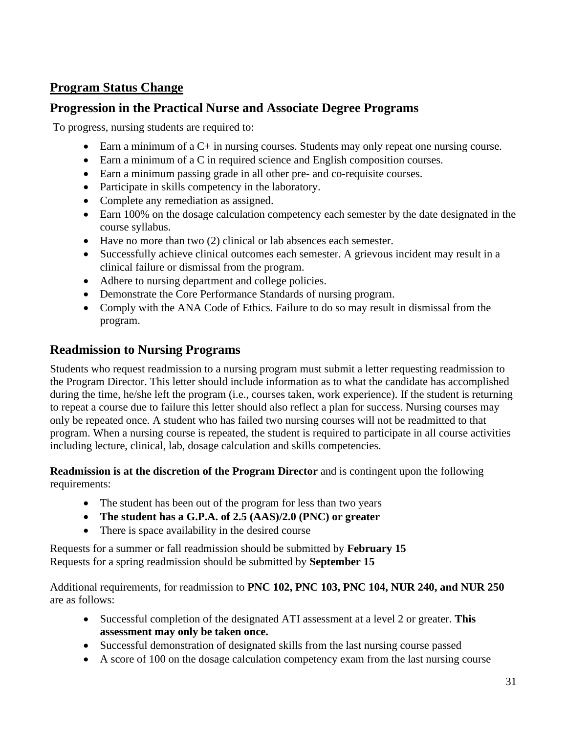## Program Status Change

### Progression in the Practical Nurse and Associate Degree Programs

To progress, nursing students are required to:

- Earn a minimum of a C+ in nursing courses. Students may only repeat one nursing course.
- Earn a minimum of a C in required science and English composition courses.
- Earn a minimum passing grade in all other pre- and co-requisite courses.
- Participate in skills competency in the laboratory.
- Complete any remediation as assigned.
- Earn 100% on the dosage calculation competency each semester by the date designated in the course syllabus.
- Have no more than two (2) clinical or lab absences each semester.
- Successfully achieve clinical outcomes each semester. A grievous incident may result in a clinical failure or dismissal from the program.
- Adhere to nursing department and college policies.
- Demonstrate the Core Performance Standards of nursing program.
- Comply with the ANA Code of Ethics. Failure to do so may result in dismissal from the program.

### Readmission to Nursing Programs

Students who request readmission to a nursing program must submit a letter requesting readmission to the Program Director. This letter should include information as to what the candidate has accomplished during the time, he/she left the program (i.e., courses taken, work experience). If the student is returning to repeat a course due to failure this letter should also reflect a plan for success. Nursing courses may only be repeated once. A student who has failed two nursing courses will not be readmitted to that program. When a nursing course is repeated, the student is required to participate in all course activities including lecture, clinical, lab, dosage calculation and skills competencies.

**Readmission is at the discretion of the Program Director** and is contingent upon the following requirements:

- The student has been out of the program for less than two years
- **The student has a G.P.A. of 2.5 (AAS)/2.0 (PNC) or greater**
- There is space availability in the desired course

Requests for a summer or fall readmission should be submitted by **February 15**
Requests for a spring readmission should be submitted by **September 15**

Additional requirements, for readmission to **PNC 102, PNC 103, PNC 104, NUR 240, and NUR 250** are as follows:

- Successful completion of the designated ATI assessment at a level 2 or greater. **This assessment may only be taken once.**
- Successful demonstration of designated skills from the last nursing course passed
- A score of 100 on the dosage calculation competency exam from the last nursing course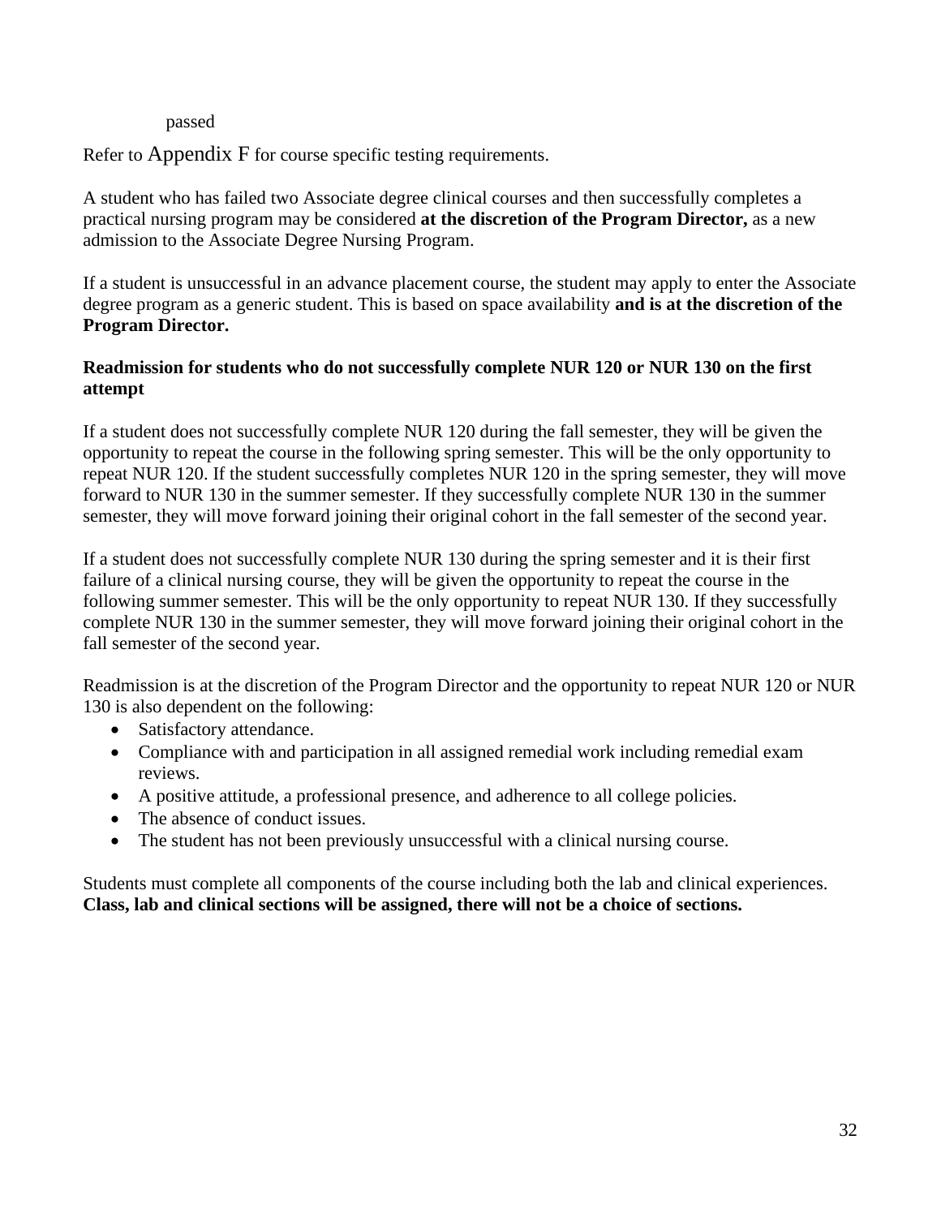passed

Refer to Appendix F for course specific testing requirements.

A student who has failed two Associate degree clinical courses and then successfully completes a practical nursing program may be considered **at the discretion of the Program Director,** as a new admission to the Associate Degree Nursing Program.

If a student is unsuccessful in an advance placement course, the student may apply to enter the Associate degree program as a generic student. This is based on space availability **and is at the discretion of the Program Director.**

**Readmission for students who do not successfully complete NUR 120 or NUR 130 on the first attempt**

If a student does not successfully complete NUR 120 during the fall semester, they will be given the opportunity to repeat the course in the following spring semester. This will be the only opportunity to repeat NUR 120. If the student successfully completes NUR 120 in the spring semester, they will move forward to NUR 130 in the summer semester. If they successfully complete NUR 130 in the summer semester, they will move forward joining their original cohort in the fall semester of the second year.

If a student does not successfully complete NUR 130 during the spring semester and it is their first failure of a clinical nursing course, they will be given the opportunity to repeat the course in the following summer semester. This will be the only opportunity to repeat NUR 130. If they successfully complete NUR 130 in the summer semester, they will move forward joining their original cohort in the fall semester of the second year.

Readmission is at the discretion of the Program Director and the opportunity to repeat NUR 120 or NUR 130 is also dependent on the following:

- Satisfactory attendance.
- Compliance with and participation in all assigned remedial work including remedial exam reviews.
- A positive attitude, a professional presence, and adherence to all college policies.
- The absence of conduct issues.
- The student has not been previously unsuccessful with a clinical nursing course.

Students must complete all components of the course including both the lab and clinical experiences. **Class, lab and clinical sections will be assigned, there will not be a choice of sections.**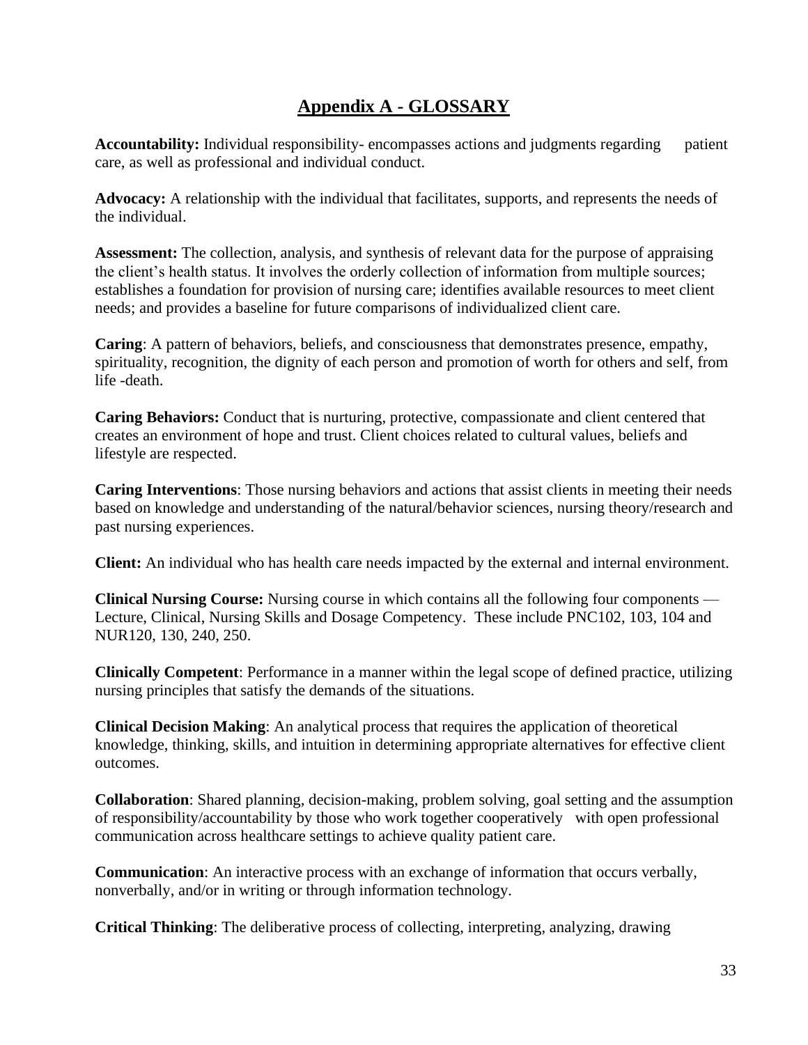# Appendix A - GLOSSARY

**Accountability:** Individual responsibility- encompasses actions and judgments regarding patient care, as well as professional and individual conduct.

**Advocacy:** A relationship with the individual that facilitates, supports, and represents the needs of the individual.

**Assessment:** The collection, analysis, and synthesis of relevant data for the purpose of appraising the client's health status. It involves the orderly collection of information from multiple sources; establishes a foundation for provision of nursing care; identifies available resources to meet client needs; and provides a baseline for future comparisons of individualized client care.

**Caring**: A pattern of behaviors, beliefs, and consciousness that demonstrates presence, empathy, spirituality, recognition, the dignity of each person and promotion of worth for others and self, from life -death.

**Caring Behaviors:** Conduct that is nurturing, protective, compassionate and client centered that creates an environment of hope and trust. Client choices related to cultural values, beliefs and lifestyle are respected.

**Caring Interventions**: Those nursing behaviors and actions that assist clients in meeting their needs based on knowledge and understanding of the natural/behavior sciences, nursing theory/research and past nursing experiences.

**Client:** An individual who has health care needs impacted by the external and internal environment.

**Clinical Nursing Course:** Nursing course in which contains all the following four components — Lecture, Clinical, Nursing Skills and Dosage Competency. These include PNC102, 103, 104 and NUR120, 130, 240, 250.

**Clinically Competent**: Performance in a manner within the legal scope of defined practice, utilizing nursing principles that satisfy the demands of the situations.

**Clinical Decision Making**: An analytical process that requires the application of theoretical knowledge, thinking, skills, and intuition in determining appropriate alternatives for effective client outcomes.

**Collaboration**: Shared planning, decision-making, problem solving, goal setting and the assumption of responsibility/accountability by those who work together cooperatively with open professional communication across healthcare settings to achieve quality patient care.

**Communication**: An interactive process with an exchange of information that occurs verbally, nonverbally, and/or in writing or through information technology.

**Critical Thinking**: The deliberative process of collecting, interpreting, analyzing, drawing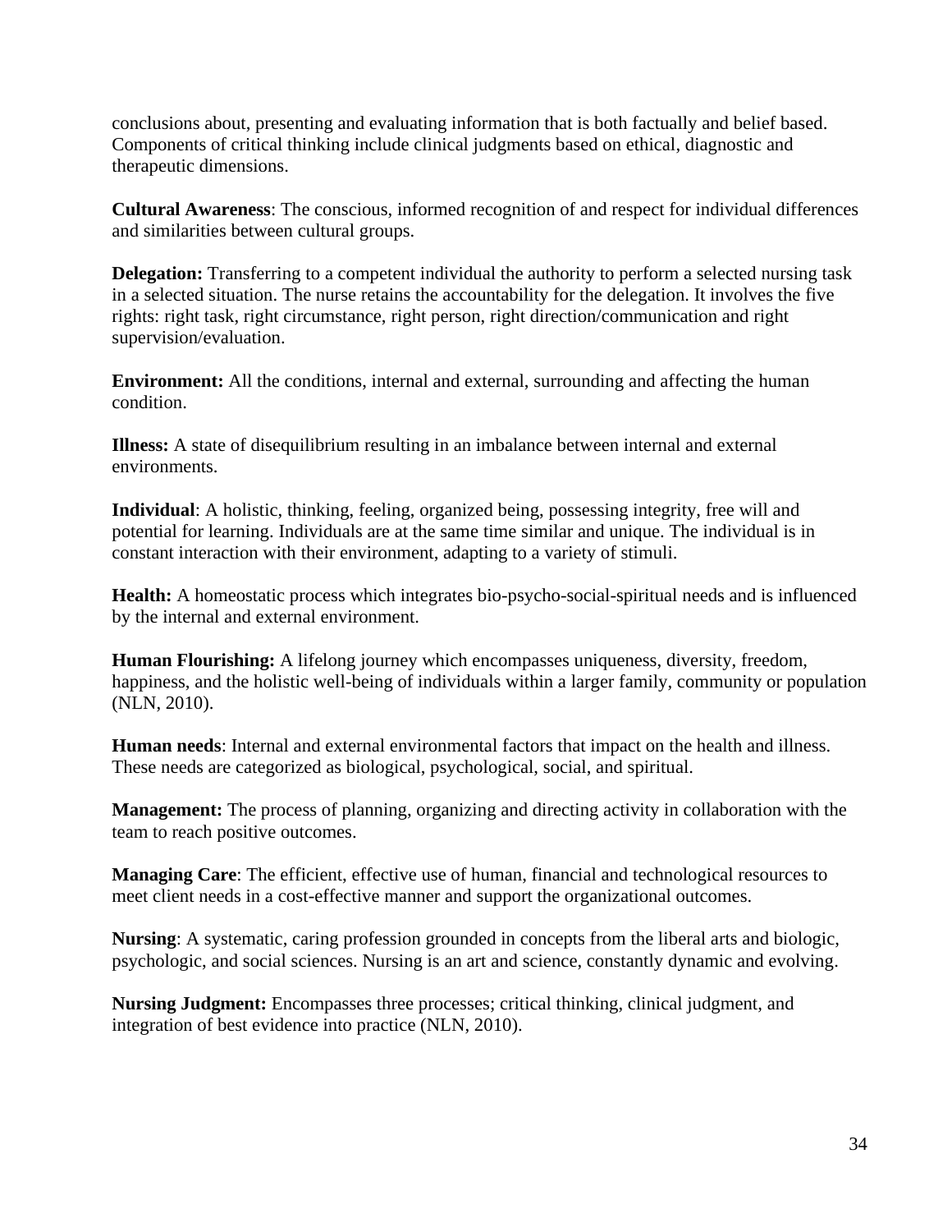conclusions about, presenting and evaluating information that is both factually and belief based. Components of critical thinking include clinical judgments based on ethical, diagnostic and therapeutic dimensions.

**Cultural Awareness**: The conscious, informed recognition of and respect for individual differences and similarities between cultural groups.

**Delegation:** Transferring to a competent individual the authority to perform a selected nursing task in a selected situation. The nurse retains the accountability for the delegation. It involves the five rights: right task, right circumstance, right person, right direction/communication and right supervision/evaluation.

**Environment:** All the conditions, internal and external, surrounding and affecting the human condition.

**Illness:** A state of disequilibrium resulting in an imbalance between internal and external environments.

**Individual**: A holistic, thinking, feeling, organized being, possessing integrity, free will and potential for learning. Individuals are at the same time similar and unique. The individual is in constant interaction with their environment, adapting to a variety of stimuli.

**Health:** A homeostatic process which integrates bio-psycho-social-spiritual needs and is influenced by the internal and external environment.

**Human Flourishing:** A lifelong journey which encompasses uniqueness, diversity, freedom, happiness, and the holistic well-being of individuals within a larger family, community or population (NLN, 2010).

**Human needs**: Internal and external environmental factors that impact on the health and illness. These needs are categorized as biological, psychological, social, and spiritual.

**Management:** The process of planning, organizing and directing activity in collaboration with the team to reach positive outcomes.

**Managing Care**: The efficient, effective use of human, financial and technological resources to meet client needs in a cost-effective manner and support the organizational outcomes.

**Nursing**: A systematic, caring profession grounded in concepts from the liberal arts and biologic, psychologic, and social sciences. Nursing is an art and science, constantly dynamic and evolving.

**Nursing Judgment:** Encompasses three processes; critical thinking, clinical judgment, and integration of best evidence into practice (NLN, 2010).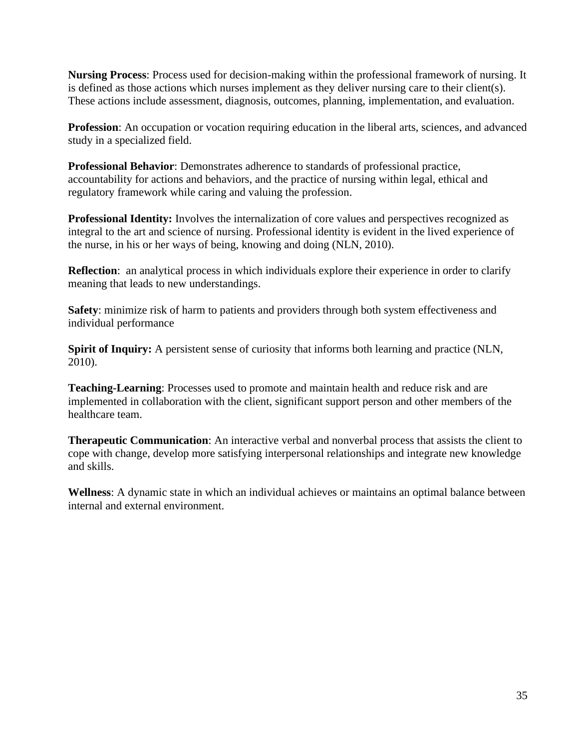**Nursing Process**: Process used for decision-making within the professional framework of nursing. It is defined as those actions which nurses implement as they deliver nursing care to their client(s). These actions include assessment, diagnosis, outcomes, planning, implementation, and evaluation.

**Profession**: An occupation or vocation requiring education in the liberal arts, sciences, and advanced study in a specialized field.

**Professional Behavior**: Demonstrates adherence to standards of professional practice, accountability for actions and behaviors, and the practice of nursing within legal, ethical and regulatory framework while caring and valuing the profession.

**Professional Identity:** Involves the internalization of core values and perspectives recognized as integral to the art and science of nursing. Professional identity is evident in the lived experience of the nurse, in his or her ways of being, knowing and doing (NLN, 2010).

**Reflection**: an analytical process in which individuals explore their experience in order to clarify meaning that leads to new understandings.

**Safety**: minimize risk of harm to patients and providers through both system effectiveness and individual performance

**Spirit of Inquiry:** A persistent sense of curiosity that informs both learning and practice (NLN, 2010).

**Teaching-Learning**: Processes used to promote and maintain health and reduce risk and are implemented in collaboration with the client, significant support person and other members of the healthcare team.

**Therapeutic Communication**: An interactive verbal and nonverbal process that assists the client to cope with change, develop more satisfying interpersonal relationships and integrate new knowledge and skills.

**Wellness**: A dynamic state in which an individual achieves or maintains an optimal balance between internal and external environment.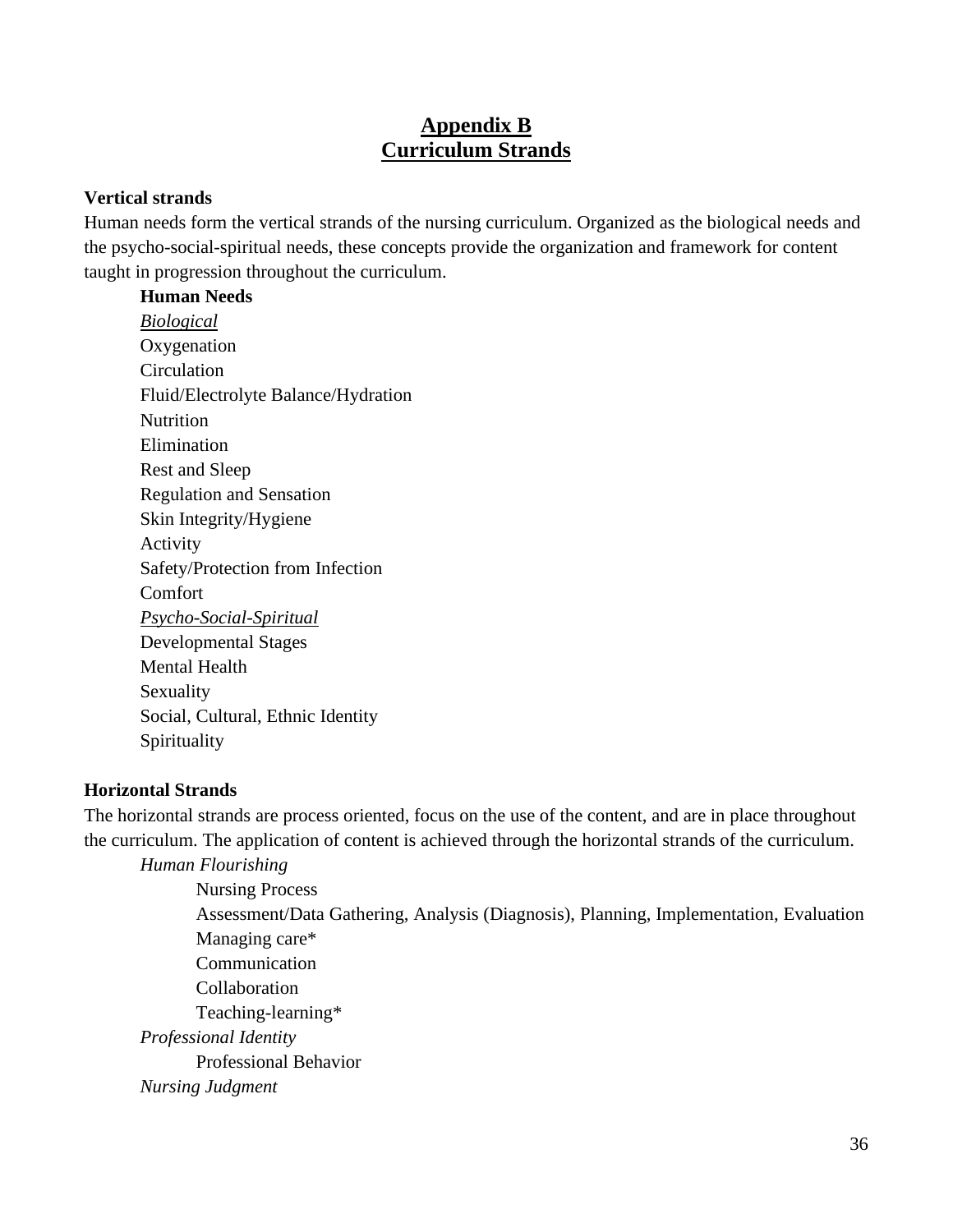# Appendix B
# Curriculum Strands

**Vertical strands**

Human needs form the vertical strands of the nursing curriculum. Organized as the biological needs and the psycho-social-spiritual needs, these concepts provide the organization and framework for content taught in progression throughout the curriculum.

**Human Needs**

*Biological*

Oxygenation
Circulation
Fluid/Electrolyte Balance/Hydration
Nutrition
Elimination
Rest and Sleep
Regulation and Sensation
Skin Integrity/Hygiene
Activity
Safety/Protection from Infection
Comfort

*Psycho-Social-Spiritual*

Developmental Stages
Mental Health
Sexuality
Social, Cultural, Ethnic Identity
Spirituality

**Horizontal Strands**

The horizontal strands are process oriented, focus on the use of the content, and are in place throughout the curriculum. The application of content is achieved through the horizontal strands of the curriculum.

*Human Flourishing*

- Nursing Process
- Assessment/Data Gathering, Analysis (Diagnosis), Planning, Implementation, Evaluation
- Managing care*
- Communication
- Collaboration
- Teaching-learning*

*Professional Identity*

- Professional Behavior

*Nursing Judgment*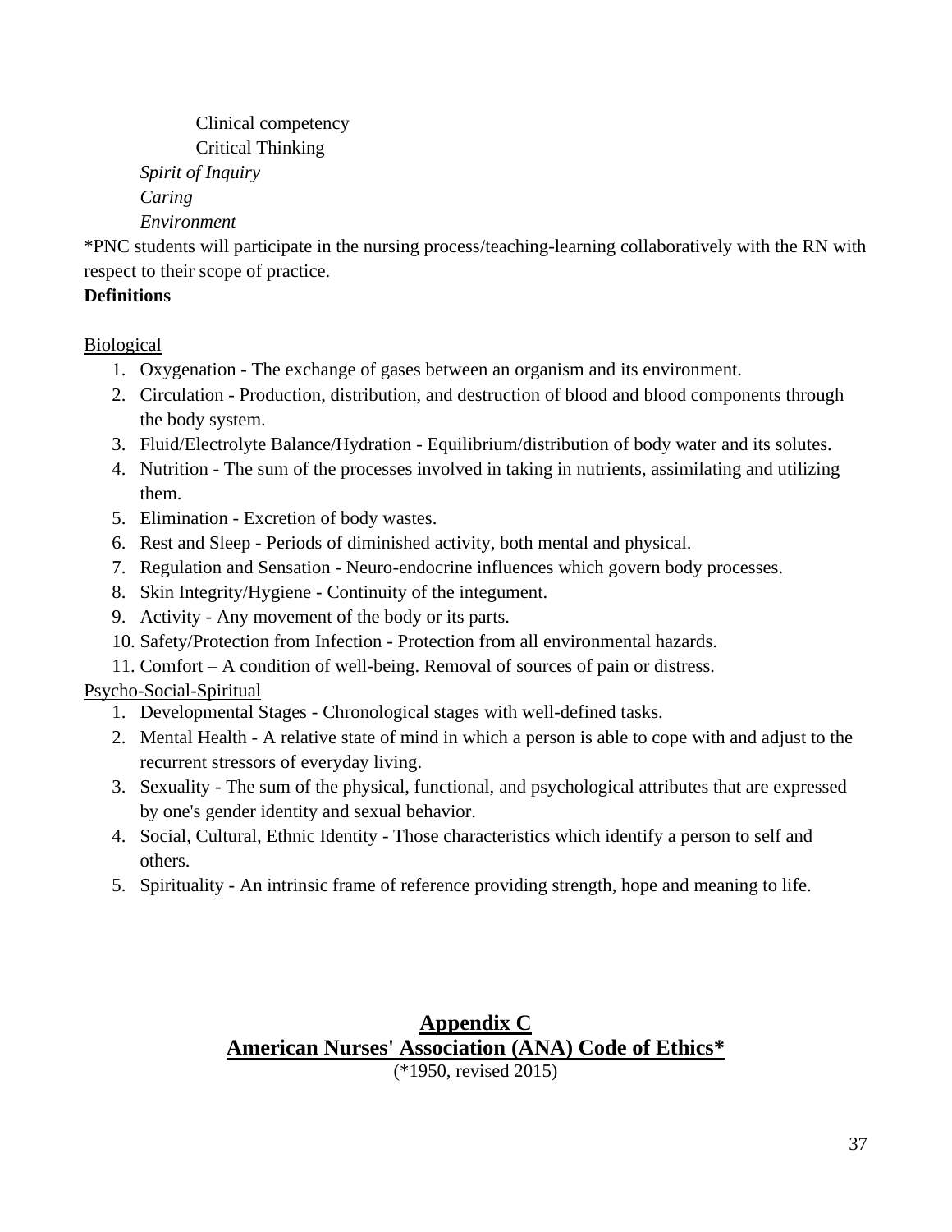Clinical competency

Critical Thinking

*Spirit of Inquiry*

*Caring*

*Environment*

*PNC students will participate in the nursing process/teaching-learning collaboratively with the RN with respect to their scope of practice.

**Definitions**

<u>Biological</u>

1. Oxygenation - The exchange of gases between an organism and its environment.
2. Circulation - Production, distribution, and destruction of blood and blood components through the body system.
3. Fluid/Electrolyte Balance/Hydration - Equilibrium/distribution of body water and its solutes.
4. Nutrition - The sum of the processes involved in taking in nutrients, assimilating and utilizing them.
5. Elimination - Excretion of body wastes.
6. Rest and Sleep - Periods of diminished activity, both mental and physical.
7. Regulation and Sensation - Neuro-endocrine influences which govern body processes.
8. Skin Integrity/Hygiene - Continuity of the integument.
9. Activity - Any movement of the body or its parts.
10. Safety/Protection from Infection - Protection from all environmental hazards.
11. Comfort – A condition of well-being. Removal of sources of pain or distress.

<u>Psycho-Social-Spiritual</u>

1. Developmental Stages - Chronological stages with well-defined tasks.
2. Mental Health - A relative state of mind in which a person is able to cope with and adjust to the recurrent stressors of everyday living.
3. Sexuality - The sum of the physical, functional, and psychological attributes that are expressed by one's gender identity and sexual behavior.
4. Social, Cultural, Ethnic Identity - Those characteristics which identify a person to self and others.
5. Spirituality - An intrinsic frame of reference providing strength, hope and meaning to life.

## Appendix C
## American Nurses' Association (ANA) Code of Ethics*

(*1950, revised 2015)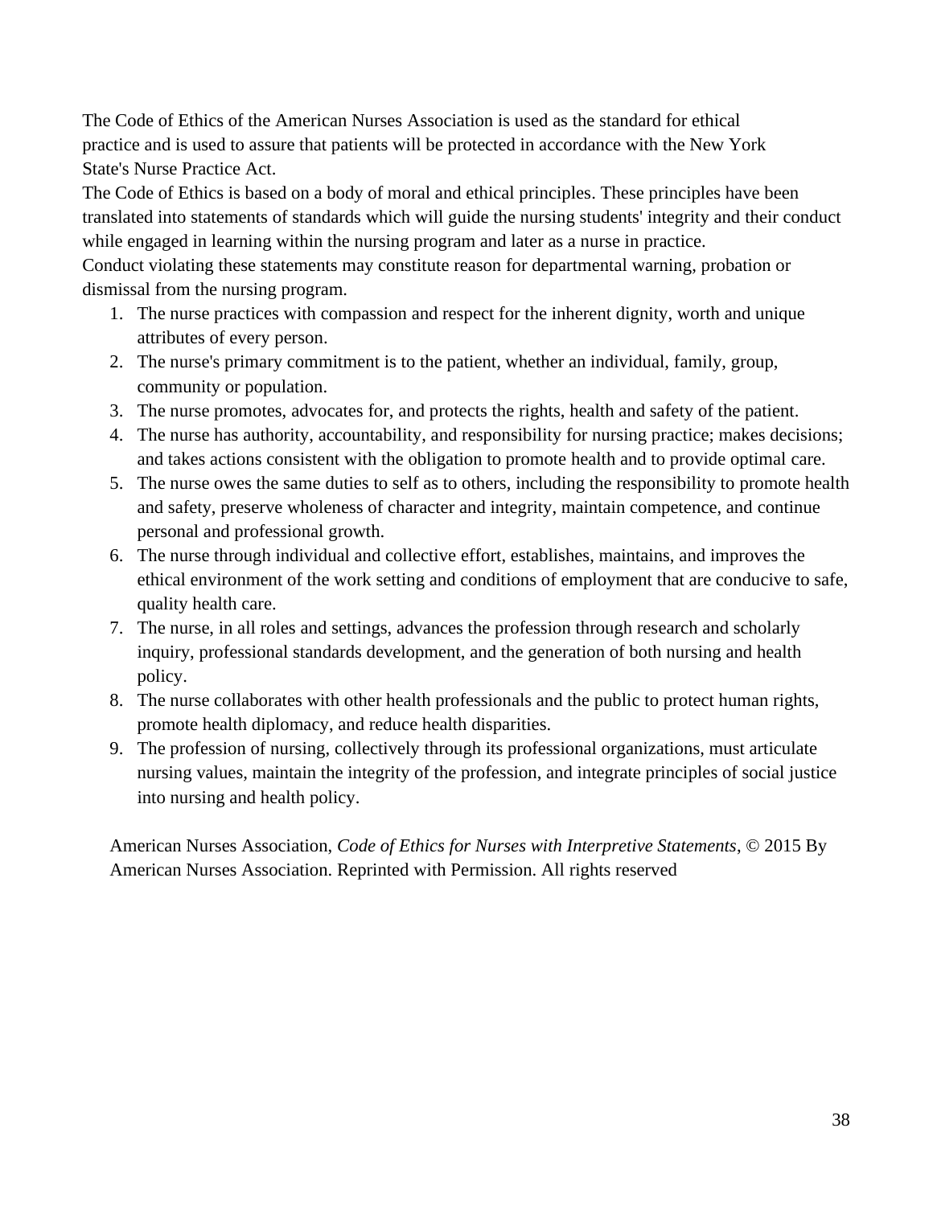The Code of Ethics of the American Nurses Association is used as the standard for ethical practice and is used to assure that patients will be protected in accordance with the New York State's Nurse Practice Act.

The Code of Ethics is based on a body of moral and ethical principles. These principles have been translated into statements of standards which will guide the nursing students' integrity and their conduct while engaged in learning within the nursing program and later as a nurse in practice.

Conduct violating these statements may constitute reason for departmental warning, probation or dismissal from the nursing program.

1. The nurse practices with compassion and respect for the inherent dignity, worth and unique attributes of every person.
2. The nurse's primary commitment is to the patient, whether an individual, family, group, community or population.
3. The nurse promotes, advocates for, and protects the rights, health and safety of the patient.
4. The nurse has authority, accountability, and responsibility for nursing practice; makes decisions; and takes actions consistent with the obligation to promote health and to provide optimal care.
5. The nurse owes the same duties to self as to others, including the responsibility to promote health and safety, preserve wholeness of character and integrity, maintain competence, and continue personal and professional growth.
6. The nurse through individual and collective effort, establishes, maintains, and improves the ethical environment of the work setting and conditions of employment that are conducive to safe, quality health care.
7. The nurse, in all roles and settings, advances the profession through research and scholarly inquiry, professional standards development, and the generation of both nursing and health policy.
8. The nurse collaborates with other health professionals and the public to protect human rights, promote health diplomacy, and reduce health disparities.
9. The profession of nursing, collectively through its professional organizations, must articulate nursing values, maintain the integrity of the profession, and integrate principles of social justice into nursing and health policy.

American Nurses Association, *Code of Ethics for Nurses with Interpretive Statements*, © 2015 By American Nurses Association. Reprinted with Permission. All rights reserved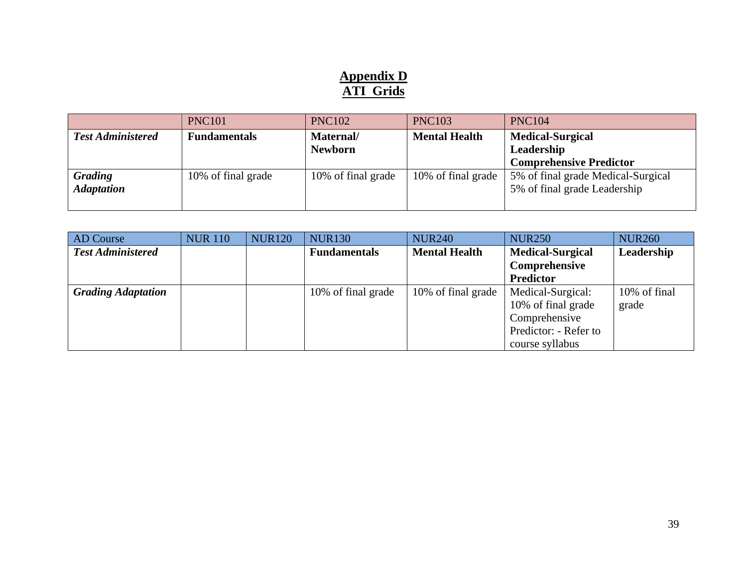# Appendix D
## ATI Grids

| | PNC101 | PNC102 | PNC103 | PNC104 |
|---|---|---|---|---|
| ***Test Administered*** | **Fundamentals** | **Maternal/ Newborn** | **Mental Health** | **Medical-Surgical**<br>**Leadership**<br>**Comprehensive Predictor** |
| ***Grading Adaptation*** | 10% of final grade | 10% of final grade | 10% of final grade | 5% of final grade Medical-Surgical<br>5% of final grade Leadership |

| AD Course | NUR 110 | NUR120 | NUR130 | NUR240 | NUR250 | NUR260 |
|---|---|---|---|---|---|---|
| ***Test Administered*** | | | **Fundamentals** | **Mental Health** | **Medical-Surgical Comprehensive Predictor** | **Leadership** |
| ***Grading Adaptation*** | | | 10% of final grade | 10% of final grade | Medical-Surgical: 10% of final grade Comprehensive Predictor: - Refer to course syllabus | 10% of final grade |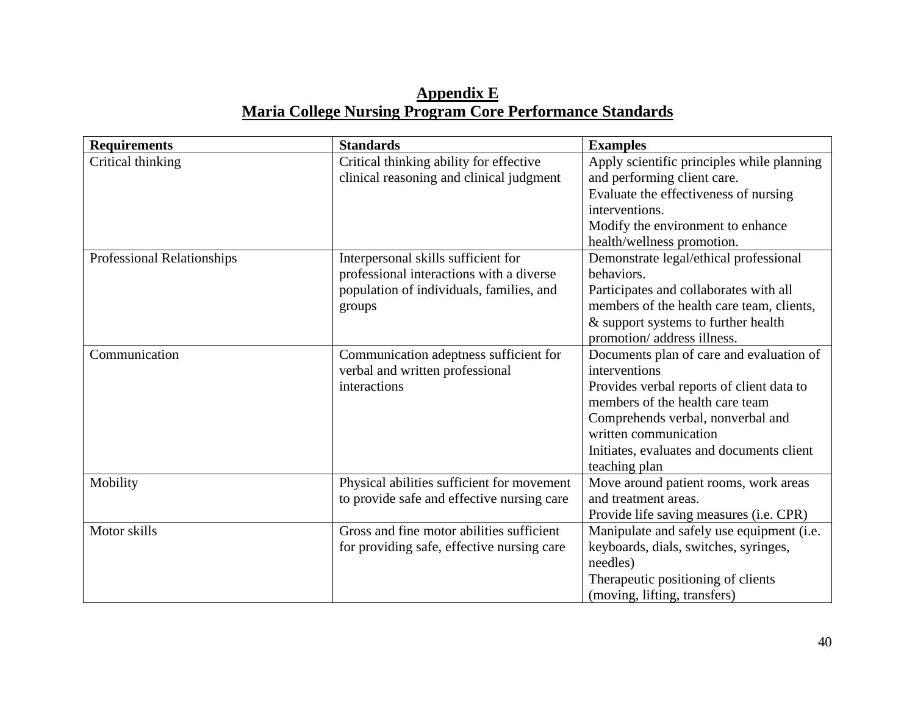## Appendix E
## Maria College Nursing Program Core Performance Standards

| Requirements | Standards | Examples |
|---|---|---|
| Critical thinking | Critical thinking ability for effective clinical reasoning and clinical judgment | Apply scientific principles while planning and performing client care.<br>Evaluate the effectiveness of nursing interventions.<br>Modify the environment to enhance health/wellness promotion. |
| Professional Relationships | Interpersonal skills sufficient for professional interactions with a diverse population of individuals, families, and groups | Demonstrate legal/ethical professional behaviors.<br>Participates and collaborates with all members of the health care team, clients, & support systems to further health promotion/ address illness. |
| Communication | Communication adeptness sufficient for verbal and written professional interactions | Documents plan of care and evaluation of interventions<br>Provides verbal reports of client data to members of the health care team<br>Comprehends verbal, nonverbal and written communication<br>Initiates, evaluates and documents client teaching plan |
| Mobility | Physical abilities sufficient for movement to provide safe and effective nursing care | Move around patient rooms, work areas and treatment areas.<br>Provide life saving measures (i.e. CPR) |
| Motor skills | Gross and fine motor abilities sufficient for providing safe, effective nursing care | Manipulate and safely use equipment (i.e. keyboards, dials, switches, syringes, needles)<br>Therapeutic positioning of clients (moving, lifting, transfers) |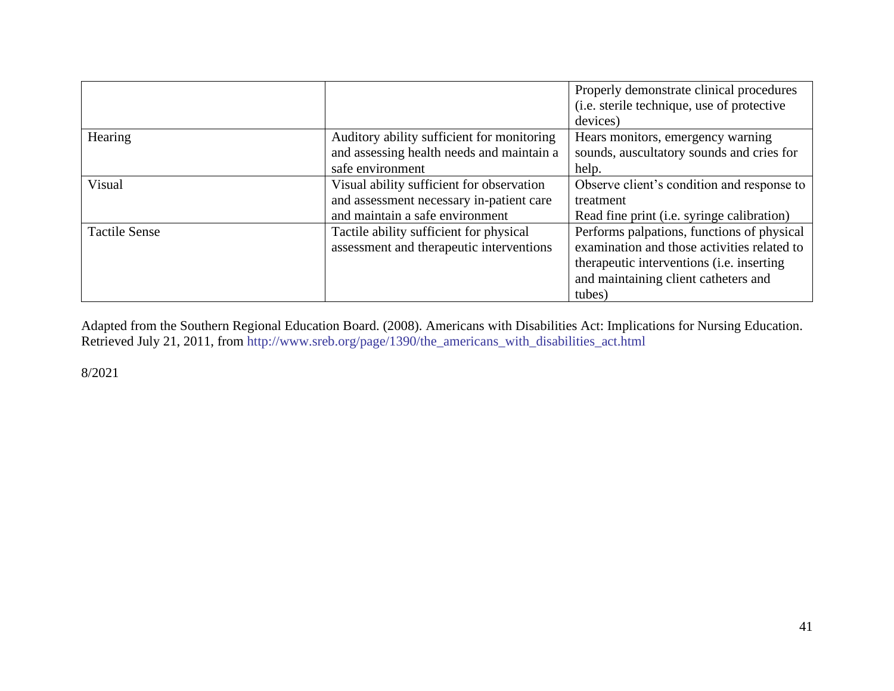| | | |
|---|---|---|
| | | Properly demonstrate clinical procedures (i.e. sterile technique, use of protective devices) |
| Hearing | Auditory ability sufficient for monitoring and assessing health needs and maintain a safe environment | Hears monitors, emergency warning sounds, auscultatory sounds and cries for help. |
| Visual | Visual ability sufficient for observation and assessment necessary in-patient care and maintain a safe environment | Observe client's condition and response to treatment<br>Read fine print (i.e. syringe calibration) |
| Tactile Sense | Tactile ability sufficient for physical assessment and therapeutic interventions | Performs palpations, functions of physical examination and those activities related to therapeutic interventions (i.e. inserting and maintaining client catheters and tubes) |

Adapted from the Southern Regional Education Board. (2008). Americans with Disabilities Act: Implications for Nursing Education. Retrieved July 21, 2011, from http://www.sreb.org/page/1390/the_americans_with_disabilities_act.html

8/2021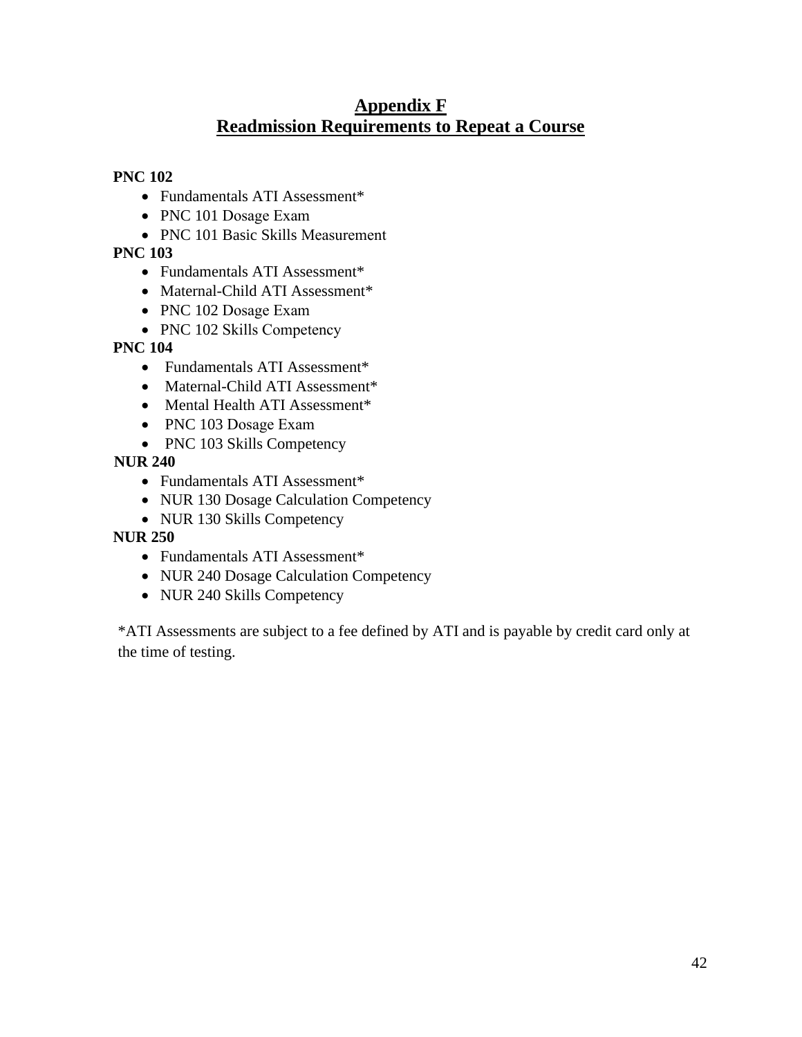# Appendix F
## Readmission Requirements to Repeat a Course

**PNC 102**

- Fundamentals ATI Assessment*
- PNC 101 Dosage Exam
- PNC 101 Basic Skills Measurement

**PNC 103**

- Fundamentals ATI Assessment*
- Maternal-Child ATI Assessment*
- PNC 102 Dosage Exam
- PNC 102 Skills Competency

**PNC 104**

- Fundamentals ATI Assessment*
- Maternal-Child ATI Assessment*
- Mental Health ATI Assessment*
- PNC 103 Dosage Exam
- PNC 103 Skills Competency

**NUR 240**

- Fundamentals ATI Assessment*
- NUR 130 Dosage Calculation Competency
- NUR 130 Skills Competency

**NUR 250**

- Fundamentals ATI Assessment*
- NUR 240 Dosage Calculation Competency
- NUR 240 Skills Competency

*ATI Assessments are subject to a fee defined by ATI and is payable by credit card only at the time of testing.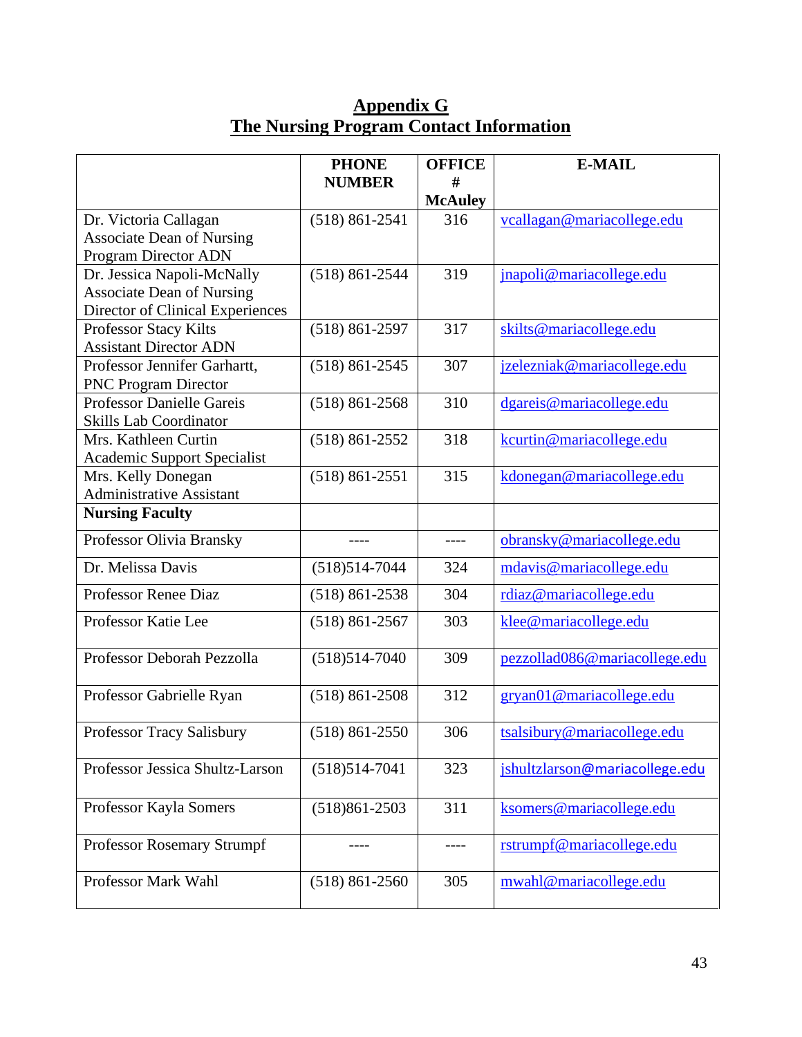# Appendix G
# The Nursing Program Contact Information

| | PHONE NUMBER | OFFICE # McAuley | E-MAIL |
|---|---|---|---|
| Dr. Victoria Callagan<br>Associate Dean of Nursing<br>Program Director ADN | (518) 861-2541 | 316 | vcallagan@mariacollege.edu |
| Dr. Jessica Napoli-McNally<br>Associate Dean of Nursing<br>Director of Clinical Experiences | (518) 861-2544 | 319 | jnapoli@mariacollege.edu |
| Professor Stacy Kilts<br>Assistant Director ADN | (518) 861-2597 | 317 | skilts@mariacollege.edu |
| Professor Jennifer Garhartt,<br>PNC Program Director | (518) 861-2545 | 307 | jzelezniak@mariacollege.edu |
| Professor Danielle Gareis<br>Skills Lab Coordinator | (518) 861-2568 | 310 | dgareis@mariacollege.edu |
| Mrs. Kathleen Curtin<br>Academic Support Specialist | (518) 861-2552 | 318 | kcurtin@mariacollege.edu |
| Mrs. Kelly Donegan<br>Administrative Assistant | (518) 861-2551 | 315 | kdonegan@mariacollege.edu |
| **Nursing Faculty** | | | |
| Professor Olivia Bransky | ---- | ---- | obransky@mariacollege.edu |
| Dr. Melissa Davis | (518)514-7044 | 324 | mdavis@mariacollege.edu |
| Professor Renee Diaz | (518) 861-2538 | 304 | rdiaz@mariacollege.edu |
| Professor Katie Lee | (518) 861-2567 | 303 | klee@mariacollege.edu |
| Professor Deborah Pezzolla | (518)514-7040 | 309 | pezzollad086@mariacollege.edu |
| Professor Gabrielle Ryan | (518) 861-2508 | 312 | gryan01@mariacollege.edu |
| Professor Tracy Salisbury | (518) 861-2550 | 306 | tsalsibury@mariacollege.edu |
| Professor Jessica Shultz-Larson | (518)514-7041 | 323 | jshultzlarson@mariacollege.edu |
| Professor Kayla Somers | (518)861-2503 | 311 | ksomers@mariacollege.edu |
| Professor Rosemary Strumpf | ---- | ---- | rstrumpf@mariacollege.edu |
| Professor Mark Wahl | (518) 861-2560 | 305 | mwahl@mariacollege.edu |